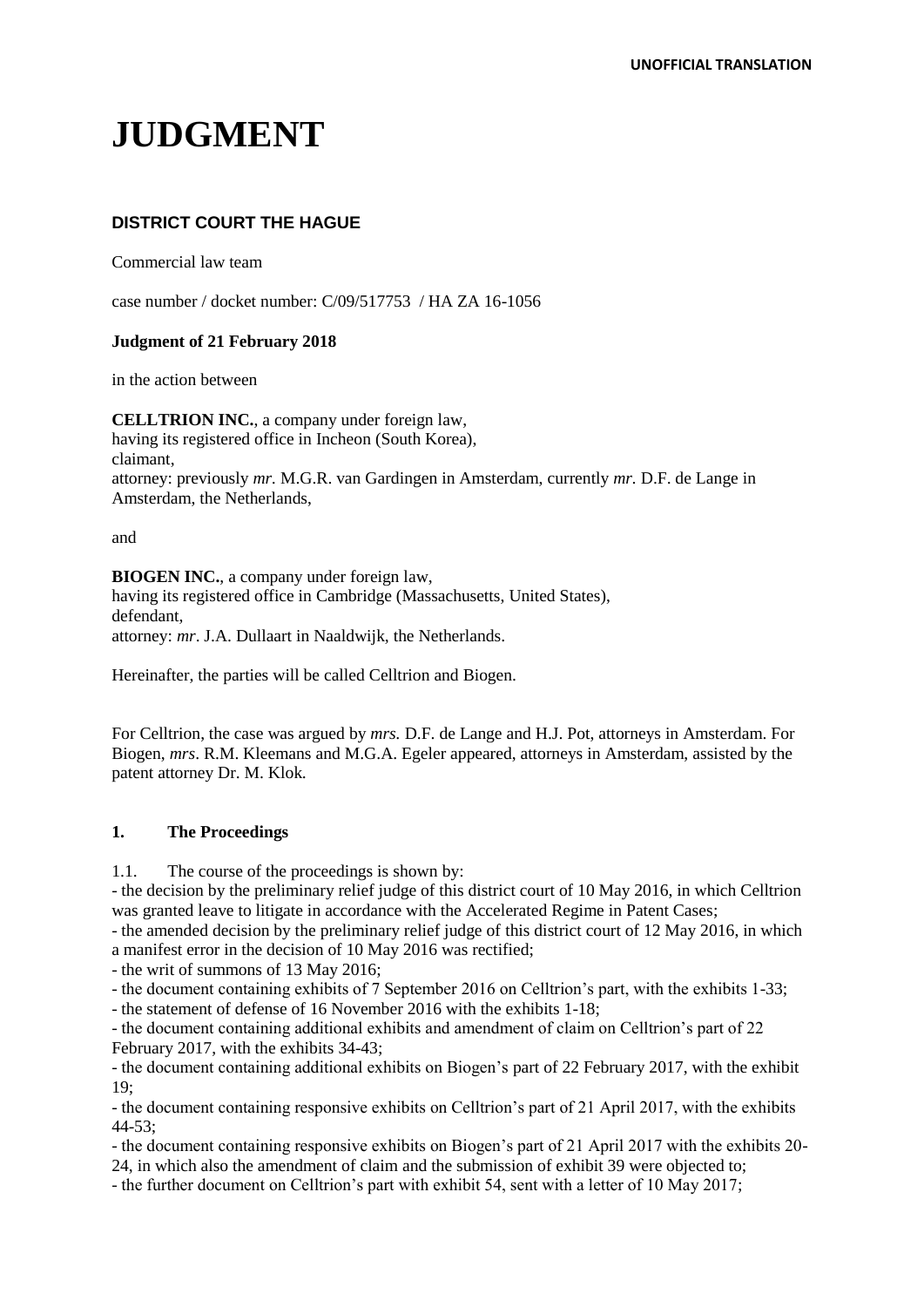**UNOFFICIAL TRANSLATION**

# JUDGMENT

### DISTRICT COURT THE HAGUE

Commercial law team

case number / docket number: C/09/517753 / HA ZA 16-1056

**Judgment of 21 February 2018**

in the action between

**CELLTRION INC.**, a company under foreign law,
having its registered office in Incheon (South Korea),
claimant,
attorney: previously *mr.* M.G.R. van Gardingen in Amsterdam, currently *mr.* D.F. de Lange in Amsterdam, the Netherlands,

and

**BIOGEN INC.**, a company under foreign law,
having its registered office in Cambridge (Massachusetts, United States),
defendant,
attorney: *mr*. J.A. Dullaart in Naaldwijk, the Netherlands.

Hereinafter, the parties will be called Celltrion and Biogen.

For Celltrion, the case was argued by *mrs.* D.F. de Lange and H.J. Pot, attorneys in Amsterdam. For Biogen, *mrs*. R.M. Kleemans and M.G.A. Egeler appeared, attorneys in Amsterdam, assisted by the patent attorney Dr. M. Klok.

## 1. The Proceedings

1.1. The course of the proceedings is shown by:

- the decision by the preliminary relief judge of this district court of 10 May 2016, in which Celltrion was granted leave to litigate in accordance with the Accelerated Regime in Patent Cases;
- the amended decision by the preliminary relief judge of this district court of 12 May 2016, in which a manifest error in the decision of 10 May 2016 was rectified;
- the writ of summons of 13 May 2016;
- the document containing exhibits of 7 September 2016 on Celltrion's part, with the exhibits 1-33;
- the statement of defense of 16 November 2016 with the exhibits 1-18;
- the document containing additional exhibits and amendment of claim on Celltrion's part of 22 February 2017, with the exhibits 34-43;
- the document containing additional exhibits on Biogen's part of 22 February 2017, with the exhibit 19;
- the document containing responsive exhibits on Celltrion's part of 21 April 2017, with the exhibits 44-53;
- the document containing responsive exhibits on Biogen's part of 21 April 2017 with the exhibits 20-24, in which also the amendment of claim and the submission of exhibit 39 were objected to;
- the further document on Celltrion's part with exhibit 54, sent with a letter of 10 May 2017;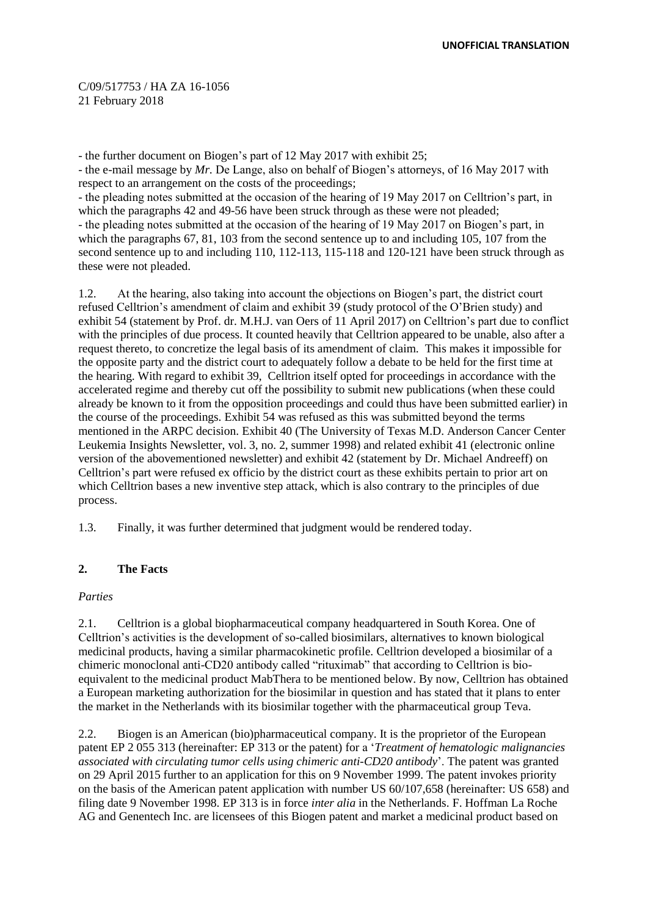- the further document on Biogen's part of 12 May 2017 with exhibit 25;
- the e-mail message by *Mr.* De Lange, also on behalf of Biogen's attorneys, of 16 May 2017 with respect to an arrangement on the costs of the proceedings;
- the pleading notes submitted at the occasion of the hearing of 19 May 2017 on Celltrion's part, in which the paragraphs 42 and 49-56 have been struck through as these were not pleaded;
- the pleading notes submitted at the occasion of the hearing of 19 May 2017 on Biogen's part, in which the paragraphs 67, 81, 103 from the second sentence up to and including 105, 107 from the second sentence up to and including 110, 112-113, 115-118 and 120-121 have been struck through as these were not pleaded.

1.2. At the hearing, also taking into account the objections on Biogen's part, the district court refused Celltrion's amendment of claim and exhibit 39 (study protocol of the O'Brien study) and exhibit 54 (statement by Prof. dr. M.H.J. van Oers of 11 April 2017) on Celltrion's part due to conflict with the principles of due process. It counted heavily that Celltrion appeared to be unable, also after a request thereto, to concretize the legal basis of its amendment of claim. This makes it impossible for the opposite party and the district court to adequately follow a debate to be held for the first time at the hearing. With regard to exhibit 39, Celltrion itself opted for proceedings in accordance with the accelerated regime and thereby cut off the possibility to submit new publications (when these could already be known to it from the opposition proceedings and could thus have been submitted earlier) in the course of the proceedings. Exhibit 54 was refused as this was submitted beyond the terms mentioned in the ARPC decision. Exhibit 40 (The University of Texas M.D. Anderson Cancer Center Leukemia Insights Newsletter, vol. 3, no. 2, summer 1998) and related exhibit 41 (electronic online version of the abovementioned newsletter) and exhibit 42 (statement by Dr. Michael Andreeff) on Celltrion's part were refused ex officio by the district court as these exhibits pertain to prior art on which Celltrion bases a new inventive step attack, which is also contrary to the principles of due process.

1.3. Finally, it was further determined that judgment would be rendered today.

## 2. The Facts

*Parties*

2.1. Celltrion is a global biopharmaceutical company headquartered in South Korea. One of Celltrion's activities is the development of so-called biosimilars, alternatives to known biological medicinal products, having a similar pharmacokinetic profile. Celltrion developed a biosimilar of a chimeric monoclonal anti-CD20 antibody called "rituximab" that according to Celltrion is bio-equivalent to the medicinal product MabThera to be mentioned below. By now, Celltrion has obtained a European marketing authorization for the biosimilar in question and has stated that it plans to enter the market in the Netherlands with its biosimilar together with the pharmaceutical group Teva.

2.2. Biogen is an American (bio)pharmaceutical company. It is the proprietor of the European patent EP 2 055 313 (hereinafter: EP 313 or the patent) for a '*Treatment of hematologic malignancies associated with circulating tumor cells using chimeric anti-CD20 antibody*'. The patent was granted on 29 April 2015 further to an application for this on 9 November 1999. The patent invokes priority on the basis of the American patent application with number US 60/107,658 (hereinafter: US 658) and filing date 9 November 1998. EP 313 is in force *inter alia* in the Netherlands. F. Hoffman La Roche AG and Genentech Inc. are licensees of this Biogen patent and market a medicinal product based on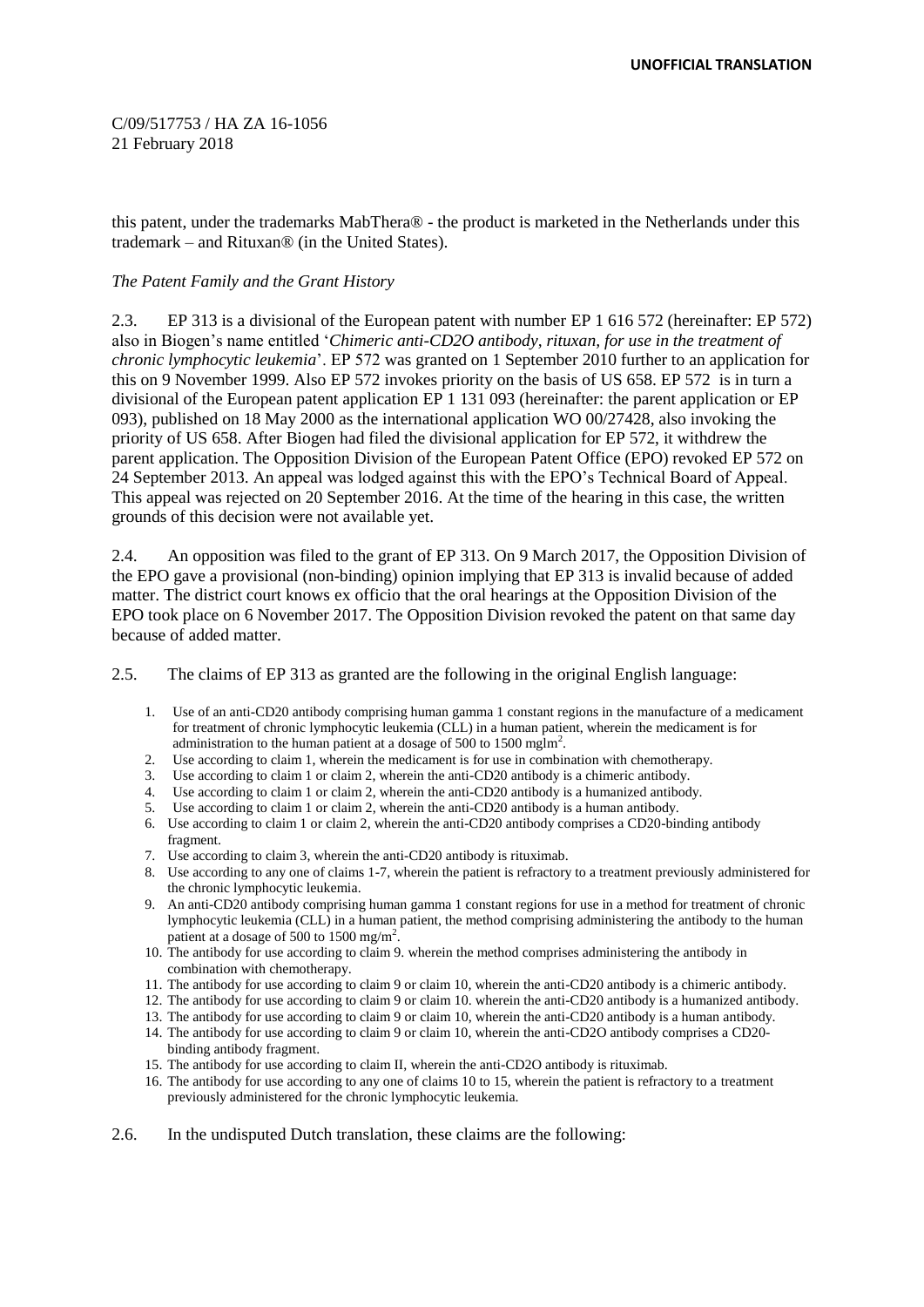this patent, under the trademarks MabThera® - the product is marketed in the Netherlands under this trademark – and Rituxan® (in the United States).

*The Patent Family and the Grant History*

2.3. EP 313 is a divisional of the European patent with number EP 1 616 572 (hereinafter: EP 572) also in Biogen's name entitled '*Chimeric anti-CD2O antibody, rituxan, for use in the treatment of chronic lymphocytic leukemia*'. EP 572 was granted on 1 September 2010 further to an application for this on 9 November 1999. Also EP 572 invokes priority on the basis of US 658. EP 572 is in turn a divisional of the European patent application EP 1 131 093 (hereinafter: the parent application or EP 093), published on 18 May 2000 as the international application WO 00/27428, also invoking the priority of US 658. After Biogen had filed the divisional application for EP 572, it withdrew the parent application. The Opposition Division of the European Patent Office (EPO) revoked EP 572 on 24 September 2013. An appeal was lodged against this with the EPO's Technical Board of Appeal. This appeal was rejected on 20 September 2016. At the time of the hearing in this case, the written grounds of this decision were not available yet.

2.4. An opposition was filed to the grant of EP 313. On 9 March 2017, the Opposition Division of the EPO gave a provisional (non-binding) opinion implying that EP 313 is invalid because of added matter. The district court knows ex officio that the oral hearings at the Opposition Division of the EPO took place on 6 November 2017. The Opposition Division revoked the patent on that same day because of added matter.

2.5. The claims of EP 313 as granted are the following in the original English language:

1. Use of an anti-CD20 antibody comprising human gamma 1 constant regions in the manufacture of a medicament for treatment of chronic lymphocytic leukemia (CLL) in a human patient, wherein the medicament is for administration to the human patient at a dosage of 500 to 1500 mglm$^2$.
2. Use according to claim 1, wherein the medicament is for use in combination with chemotherapy.
3. Use according to claim 1 or claim 2, wherein the anti-CD20 antibody is a chimeric antibody.
4. Use according to claim 1 or claim 2, wherein the anti-CD20 antibody is a humanized antibody.
5. Use according to claim 1 or claim 2, wherein the anti-CD20 antibody is a human antibody.
6. Use according to claim 1 or claim 2, wherein the anti-CD20 antibody comprises a CD20-binding antibody fragment.
7. Use according to claim 3, wherein the anti-CD20 antibody is rituximab.
8. Use according to any one of claims 1-7, wherein the patient is refractory to a treatment previously administered for the chronic lymphocytic leukemia.
9. An anti-CD20 antibody comprising human gamma 1 constant regions for use in a method for treatment of chronic lymphocytic leukemia (CLL) in a human patient, the method comprising administering the antibody to the human patient at a dosage of 500 to 1500 mg/m$^2$.
10. The antibody for use according to claim 9. wherein the method comprises administering the antibody in combination with chemotherapy.
11. The antibody for use according to claim 9 or claim 10, wherein the anti-CD20 antibody is a chimeric antibody.
12. The antibody for use according to claim 9 or claim 10. wherein the anti-CD20 antibody is a humanized antibody.
13. The antibody for use according to claim 9 or claim 10, wherein the anti-CD20 antibody is a human antibody.
14. The antibody for use according to claim 9 or claim 10, wherein the anti-CD2O antibody comprises a CD20-binding antibody fragment.
15. The antibody for use according to claim II, wherein the anti-CD2O antibody is rituximab.
16. The antibody for use according to any one of claims 10 to 15, wherein the patient is refractory to a treatment previously administered for the chronic lymphocytic leukemia.

2.6. In the undisputed Dutch translation, these claims are the following: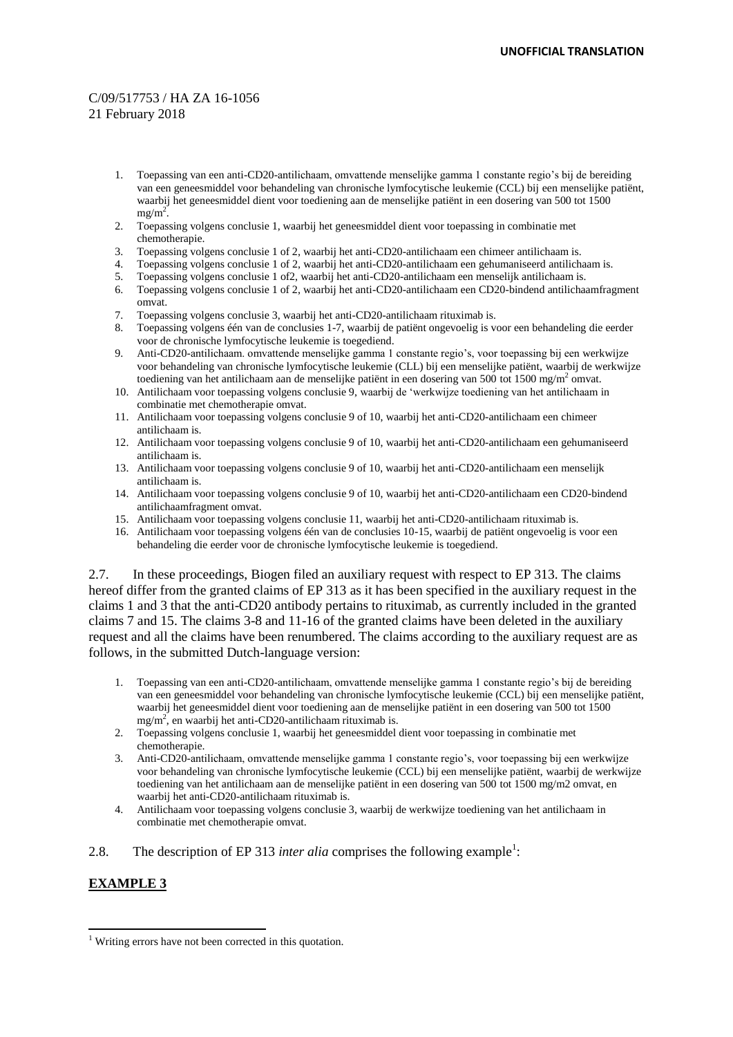C/09/517753 / HA ZA 16-1056
21 February 2018

1. Toepassing van een anti-CD20-antilichaam, omvattende menselijke gamma 1 constante regio's bij de bereiding van een geneesmiddel voor behandeling van chronische lymfocytische leukemie (CCL) bij een menselijke patiënt, waarbij het geneesmiddel dient voor toediening aan de menselijke patiënt in een dosering van 500 tot 1500 $mg/m^2$.
2. Toepassing volgens conclusie 1, waarbij het geneesmiddel dient voor toepassing in combinatie met chemotherapie.
3. Toepassing volgens conclusie 1 of 2, waarbij het anti-CD20-antilichaam een chimeer antilichaam is.
4. Toepassing volgens conclusie 1 of 2, waarbij het anti-CD20-antilichaam een gehumaniseerd antilichaam is.
5. Toepassing volgens conclusie 1 of2, waarbij het anti-CD20-antilichaam een menselijk antilichaam is.
6. Toepassing volgens conclusie 1 of 2, waarbij het anti-CD20-antilichaam een CD20-bindend antilichaamfragment omvat.
7. Toepassing volgens conclusie 3, waarbij het anti-CD20-antilichaam rituximab is.
8. Toepassing volgens één van de conclusies 1-7, waarbij de patiënt ongevoelig is voor een behandeling die eerder voor de chronische lymfocytische leukemie is toegediend.
9. Anti-CD20-antilichaam. omvattende menselijke gamma 1 constante regio's, voor toepassing bij een werkwijze voor behandeling van chronische lymfocytische leukemie (CLL) bij een menselijke patiënt, waarbij de werkwijze toediening van het antilichaam aan de menselijke patiënt in een dosering van 500 tot 1500 $mg/m^2$ omvat.
10. Antilichaam voor toepassing volgens conclusie 9, waarbij de 'werkwijze toediening van het antilichaam in combinatie met chemotherapie omvat.
11. Antilichaam voor toepassing volgens conclusie 9 of 10, waarbij het anti-CD20-antilichaam een chimeer antilichaam is.
12. Antilichaam voor toepassing volgens conclusie 9 of 10, waarbij het anti-CD20-antilichaam een gehumaniseerd antilichaam is.
13. Antilichaam voor toepassing volgens conclusie 9 of 10, waarbij het anti-CD20-antilichaam een menselijk antilichaam is.
14. Antilichaam voor toepassing volgens conclusie 9 of 10, waarbij het anti-CD20-antilichaam een CD20-bindend antilichaamfragment omvat.
15. Antilichaam voor toepassing volgens conclusie 11, waarbij het anti-CD20-antilichaam rituximab is.
16. Antilichaam voor toepassing volgens één van de conclusies 10-15, waarbij de patiënt ongevoelig is voor een behandeling die eerder voor de chronische lymfocytische leukemie is toegediend.

2.7. In these proceedings, Biogen filed an auxiliary request with respect to EP 313. The claims hereof differ from the granted claims of EP 313 as it has been specified in the auxiliary request in the claims 1 and 3 that the anti-CD20 antibody pertains to rituximab, as currently included in the granted claims 7 and 15. The claims 3-8 and 11-16 of the granted claims have been deleted in the auxiliary request and all the claims have been renumbered. The claims according to the auxiliary request are as follows, in the submitted Dutch-language version:

1. Toepassing van een anti-CD20-antilichaam, omvattende menselijke gamma 1 constante regio's bij de bereiding van een geneesmiddel voor behandeling van chronische lymfocytische leukemie (CCL) bij een menselijke patiënt, waarbij het geneesmiddel dient voor toediening aan de menselijke patiënt in een dosering van 500 tot 1500 $mg/m^2$, en waarbij het anti-CD20-antilichaam rituximab is.
2. Toepassing volgens conclusie 1, waarbij het geneesmiddel dient voor toepassing in combinatie met chemotherapie.
3. Anti-CD20-antilichaam, omvattende menselijke gamma 1 constante regio's, voor toepassing bij een werkwijze voor behandeling van chronische lymfocytische leukemie (CCL) bij een menselijke patiënt, waarbij de werkwijze toediening van het antilichaam aan de menselijke patiënt in een dosering van 500 tot 1500 mg/m2 omvat, en waarbij het anti-CD20-antilichaam rituximab is.
4. Antilichaam voor toepassing volgens conclusie 3, waarbij de werkwijze toediening van het antilichaam in combinatie met chemotherapie omvat.

2.8. The description of EP 313 *inter alia* comprises the following example[1]:

**EXAMPLE 3**

[1] Writing errors have not been corrected in this quotation.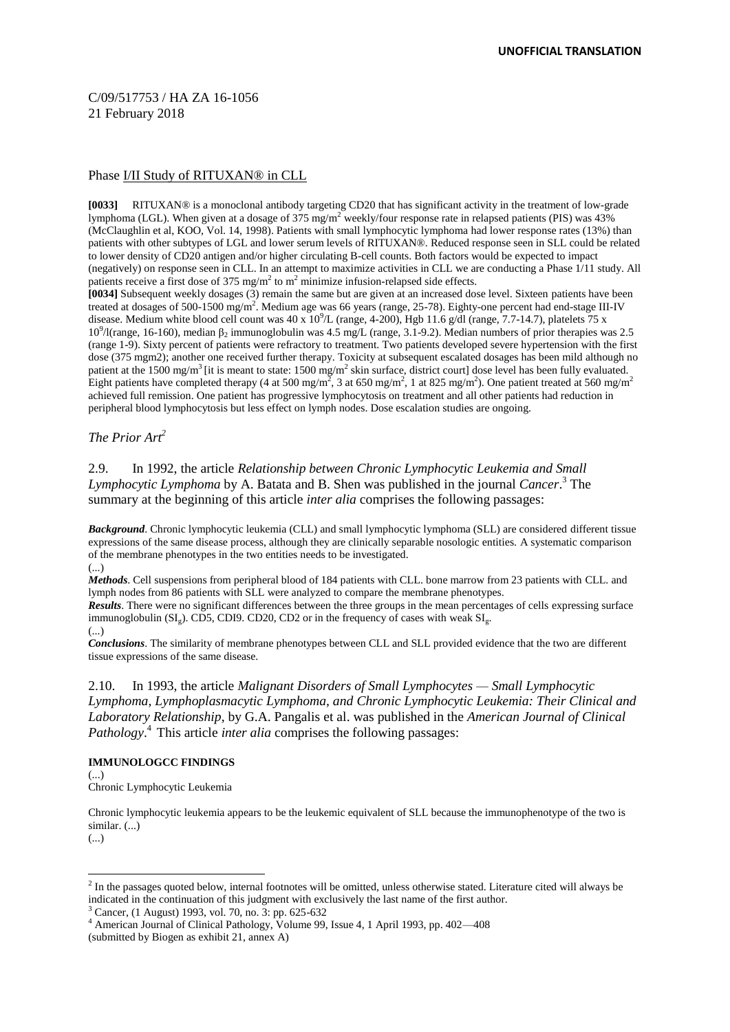UNOFFICIAL TRANSLATION

C/09/517753 / HA ZA 16-1056
21 February 2018

Phase I/II Study of RITUXAN® in CLL

**[0033]** RITUXAN® is a monoclonal antibody targeting CD20 that has significant activity in the treatment of low-grade lymphoma (LGL). When given at a dosage of 375 mg/m$^2$ weekly/four response rate in relapsed patients (PIS) was 43% (McClaughlin et al, KOO, Vol. 14, 1998). Patients with small lymphocytic lymphoma had lower response rates (13%) than patients with other subtypes of LGL and lower serum levels of RITUXAN®. Reduced response seen in SLL could be related to lower density of CD20 antigen and/or higher circulating B-cell counts. Both factors would be expected to impact (negatively) on response seen in CLL. In an attempt to maximize activities in CLL we are conducting a Phase 1/11 study. All patients receive a first dose of 375 mg/m$^2$ to m$^2$ minimize infusion-relapsed side effects.

**[0034]** Subsequent weekly dosages (3) remain the same but are given at an increased dose level. Sixteen patients have been treated at dosages of 500-1500 mg/m$^2$. Medium age was 66 years (range, 25-78). Eighty-one percent had end-stage III-IV disease. Medium white blood cell count was 40 x $10^9$/L (range, 4-200), Hgb 11.6 g/dl (range, 7.7-14.7), platelets 75 x $10^9$/l(range, 16-160), median $\beta_2$ immunoglobulin was 4.5 mg/L (range, 3.1-9.2). Median numbers of prior therapies was 2.5 (range 1-9). Sixty percent of patients were refractory to treatment. Two patients developed severe hypertension with the first dose (375 mgm2); another one received further therapy. Toxicity at subsequent escalated dosages has been mild although no patient at the 1500 mg/m$^3$ [it is meant to state: 1500 mg/m$^2$ skin surface, district court] dose level has been fully evaluated. Eight patients have completed therapy (4 at 500 mg/m$^2$, 3 at 650 mg/m$^2$, 1 at 825 mg/m$^2$). One patient treated at 560 mg/m$^2$ achieved full remission. One patient has progressive lymphocytosis on treatment and all other patients had reduction in peripheral blood lymphocytosis but less effect on lymph nodes. Dose escalation studies are ongoing.

## *The Prior Art*[2]

2.9. In 1992, the article *Relationship between Chronic Lymphocytic Leukemia and Small Lymphocytic Lymphoma* by A. Batata and B. Shen was published in the journal *Cancer*.[3] The summary at the beginning of this article *inter alia* comprises the following passages:

***Background***. Chronic lymphocytic leukemia (CLL) and small lymphocytic lymphoma (SLL) are considered different tissue expressions of the same disease process, although they are clinically separable nosologic entities. A systematic comparison of the membrane phenotypes in the two entities needs to be investigated.
(...)
***Methods***. Cell suspensions from peripheral blood of 184 patients with CLL. bone marrow from 23 patients with CLL. and lymph nodes from 86 patients with SLL were analyzed to compare the membrane phenotypes.
***Results***. There were no significant differences between the three groups in the mean percentages of cells expressing surface immunoglobulin ($SI_g$). CD5, CDI9. CD20, CD2 or in the frequency of cases with weak $SI_g$.
(...)
***Conclusions***. The similarity of membrane phenotypes between CLL and SLL provided evidence that the two are different tissue expressions of the same disease.

2.10. In 1993, the article *Malignant Disorders of Small Lymphocytes — Small Lymphocytic Lymphoma, Lymphoplasmacytic Lymphoma, and Chronic Lymphocytic Leukemia: Their Clinical and Laboratory Relationship*, by G.A. Pangalis et al. was published in the *American Journal of Clinical Pathology*.[4] This article *inter alia* comprises the following passages:

**IMMUNOLOGCC FINDINGS**
(...)
Chronic Lymphocytic Leukemia

Chronic lymphocytic leukemia appears to be the leukemic equivalent of SLL because the immunophenotype of the two is similar. (...)
(...)

[2] In the passages quoted below, internal footnotes will be omitted, unless otherwise stated. Literature cited will always be indicated in the continuation of this judgment with exclusively the last name of the first author.
[3] Cancer, (1 August) 1993, vol. 70, no. 3: pp. 625-632
[4] American Journal of Clinical Pathology, Volume 99, Issue 4, 1 April 1993, pp. 402—408
(submitted by Biogen as exhibit 21, annex A)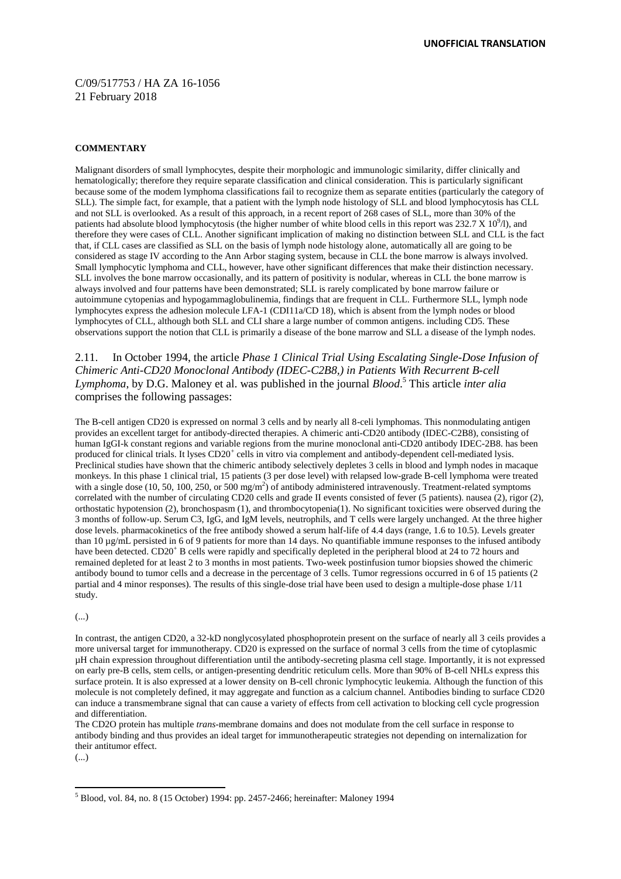**UNOFFICIAL TRANSLATION**

C/09/517753 / HA ZA 16-1056
21 February 2018

**COMMENTARY**

Malignant disorders of small lymphocytes, despite their morphologic and immunologic similarity, differ clinically and hematologically; therefore they require separate classification and clinical consideration. This is particularly significant because some of the modem lymphoma classifications fail to recognize them as separate entities (particularly the category of SLL). The simple fact, for example, that a patient with the lymph node histology of SLL and blood lymphocytosis has CLL and not SLL is overlooked. As a result of this approach, in a recent report of 268 cases of SLL, more than 30% of the patients had absolute blood lymphocytosis (the higher number of white blood cells in this report was 232.7 X $10^9$/l), and therefore they were cases of CLL. Another significant implication of making no distinction between SLL and CLL is the fact that, if CLL cases are classified as SLL on the basis of lymph node histology alone, automatically all are going to be considered as stage IV according to the Ann Arbor staging system, because in CLL the bone marrow is always involved. Small lymphocytic lymphoma and CLL, however, have other significant differences that make their distinction necessary. SLL involves the bone marrow occasionally, and its pattern of positivity is nodular, whereas in CLL the bone marrow is always involved and four patterns have been demonstrated; SLL is rarely complicated by bone marrow failure or autoimmune cytopenias and hypogammaglobulinemia, findings that are frequent in CLL. Furthermore SLL, lymph node lymphocytes express the adhesion molecule LFA-1 (CDI11a/CD 18), which is absent from the lymph nodes or blood lymphocytes of CLL, although both SLL and CLI share a large number of common antigens. including CD5. These observations support the notion that CLL is primarily a disease of the bone marrow and SLL a disease of the lymph nodes.

2.11. In October 1994, the article *Phase 1 Clinical Trial Using Escalating Single-Dose Infusion of Chimeric Anti-CD20 Monoclonal Antibody (IDEC-C2B8,) in Patients With Recurrent B-cell Lymphoma*, by D.G. Maloney et al. was published in the journal *Blood*.[5] This article *inter alia* comprises the following passages:

The B-cell antigen CD20 is expressed on normal 3 cells and by nearly all 8-celi lymphomas. This nonmodulating antigen provides an excellent target for antibody-directed therapies. A chimeric anti-CD20 antibody (IDEC-C2B8), consisting of human IgGI-k constant regions and variable regions from the murine monoclonal anti-CD20 antibody IDEC-2B8. has been produced for clinical trials. It lyses $CD20^+$ cells in vitro via complement and antibody-dependent cell-mediated lysis. Preclinical studies have shown that the chimeric antibody selectively depletes 3 cells in blood and lymph nodes in macaque monkeys. In this phase 1 clinical trial, 15 patients (3 per dose level) with relapsed low-grade B-cell lymphoma were treated with a single dose (10, 50, 100, 250, or 500 mg/$m^2$) of antibody administered intravenously. Treatment-related symptoms correlated with the number of circulating CD20 cells and grade II events consisted of fever (5 patients). nausea (2), rigor (2), orthostatic hypotension (2), bronchospasm (1), and thrombocytopenia(1). No significant toxicities were observed during the 3 months of follow-up. Serum C3, IgG, and IgM levels, neutrophils, and T cells were largely unchanged. At the three higher dose levels. pharmacokinetics of the free antibody showed a serum half-life of 4.4 days (range, 1.6 to 10.5). Levels greater than 10 µg/mL persisted in 6 of 9 patients for more than 14 days. No quantifiable immune responses to the infused antibody have been detected. $CD20^+$ B cells were rapidly and specifically depleted in the peripheral blood at 24 to 72 hours and remained depleted for at least 2 to 3 months in most patients. Two-week postinfusion tumor biopsies showed the chimeric antibody bound to tumor cells and a decrease in the percentage of 3 cells. Tumor regressions occurred in 6 of 15 patients (2 partial and 4 minor responses). The results of this single-dose trial have been used to design a multiple-dose phase 1/11 study.

(...)

In contrast, the antigen CD20, a 32-kD nonglycosylated phosphoprotein present on the surface of nearly all 3 ceils provides a more universal target for immunotherapy. CD20 is expressed on the surface of normal 3 cells from the time of cytoplasmic µH chain expression throughout differentiation until the antibody-secreting plasma cell stage. Importantly, it is not expressed on early pre-B cells, stem cells, or antigen-presenting dendritic reticulum cells. More than 90% of B-cell NHLs express this surface protein. It is also expressed at a lower density on B-cell chronic lymphocytic leukemia. Although the function of this molecule is not completely defined, it may aggregate and function as a calcium channel. Antibodies binding to surface CD20 can induce a transmembrane signal that can cause a variety of effects from cell activation to blocking cell cycle progression and differentiation.

The CD2O protein has multiple *trans*-membrane domains and does not modulate from the cell surface in response to antibody binding and thus provides an ideal target for immunotherapeutic strategies not depending on internalization for their antitumor effect.

(...)

[5] Blood, vol. 84, no. 8 (15 October) 1994: pp. 2457-2466; hereinafter: Maloney 1994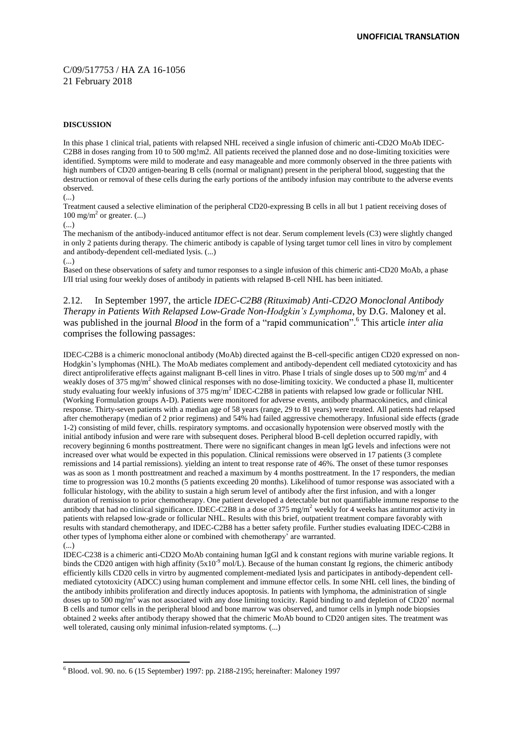C/09/517753 / HA ZA 16-1056
21 February 2018

**DISCUSSION**

In this phase 1 clinical trial, patients with relapsed NHL received a single infusion of chimeric anti-CD2O MoAb IDEC-C2B8 in doses ranging from 10 to 500 mg!m2. All patients received the planned dose and no dose-limiting toxicities were identified. Symptoms were mild to moderate and easy manageable and more commonly observed in the three patients with high numbers of CD20 antigen-bearing B cells (normal or malignant) present in the peripheral blood, suggesting that the destruction or removal of these cells during the early portions of the antibody infusion may contribute to the adverse events observed.

(...)

Treatment caused a selective elimination of the peripheral CD20-expressing B cells in all but 1 patient receiving doses of 100 mg/m$^2$ or greater. (...)

(...)

The mechanism of the antibody-induced antitumor effect is not dear. Serum complement levels (C3) were slightly changed in only 2 patients during therapy. The chimeric antibody is capable of lysing target tumor cell lines in vitro by complement and antibody-dependent cell-mediated lysis. (...)

(...)

Based on these observations of safety and tumor responses to a single infusion of this chimeric anti-CD20 MoAb, a phase I/II trial using four weekly doses of antibody in patients with relapsed B-cell NHL has been initiated.

2.12. In September 1997, the article *IDEC-C2B8 (Rituximab) Anti-CD2O Monoclonal Antibody Therapy in Patients With Relapsed Low-Grade Non-Hodgkin's Lymphoma*, by D.G. Maloney et al. was published in the journal *Blood* in the form of a "rapid communication".[6] This article *inter alia* comprises the following passages:

IDEC-C2B8 is a chimeric monoclonal antibody (MoAb) directed against the B-cell-specific antigen CD20 expressed on non-Hodgkin's lymphomas (NHL). The MoAb mediates complement and antibody-dependent cell mediated cytotoxicity and has direct antiproliferative effects against malignant B-cell lines in vitro. Phase I trials of single doses up to 500 mg/m$^2$ and 4 weakly doses of 375 mg/m$^2$ showed clinical responses with no dose-limiting toxicity. We conducted a phase II, multicenter study evaluating four weekly infusions of 375 mg/m$^2$ IDEC-C2B8 in patients with relapsed low grade or follicular NHL (Working Formulation groups A-D). Patients were monitored for adverse events, antibody pharmacokinetics, and clinical response. Thirty-seven patients with a median age of 58 years (range, 29 to 81 years) were treated. All patients had relapsed after chemotherapy (median of 2 prior regimens) and 54% had failed aggressive chemotherapy. Infusional side effects (grade 1-2) consisting of mild fever, chills. respiratory symptoms. and occasionally hypotension were observed mostly with the initial antibody infusion and were rare with subsequent doses. Peripheral blood B-cell depletion occurred rapidly, with recovery beginning 6 months posttreatment. There were no significant changes in mean lgG levels and infections were not increased over what would be expected in this population. Clinical remissions were observed in 17 patients (3 complete remissions and 14 partial remissions). yielding an intent to treat response rate of 46%. The onset of these tumor responses was as soon as 1 month posttreatment and reached a maximum by 4 months posttreatment. In the 17 responders, the median time to progression was 10.2 months (5 patients exceeding 20 months). Likelihood of tumor response was associated with a follicular histology, with the ability to sustain a high serum level of antibody after the first infusion, and with a longer duration of remission to prior chemotherapy. One patient developed a detectable but not quantifiable immune response to the antibody that had no clinical significance. IDEC-C2B8 in a dose of 375 mg/m$^2$ weekly for 4 weeks has antitumor activity in patients with relapsed low-grade or follicular NHL. Results with this brief, outpatient treatment compare favorably with results with standard chemotherapy, and IDEC-C2B8 has a better safety profile. Further studies evaluating IDEC-C2B8 in other types of lymphoma either alone or combined with chemotherapy' are warranted.

(...)

IDEC-C238 is a chimeric anti-CD2O MoAb containing human IgGl and k constant regions with murine variable regions. It binds the CD20 antigen with high affinity ($5x10^{-9}$ mol/L). Because of the human constant Ig regions, the chimeric antibody efficiently kills CD20 cells in virtro by augmented complement-mediated lysis and participates in antibody-dependent cell-mediated cytotoxicity (ADCC) using human complement and immune effector cells. In some NHL cell lines, the binding of the antibody inhibits proliferation and directly induces apoptosis. In patients with lymphoma, the administration of single doses up to 500 mg/m$^2$ was not associated with any dose limiting toxicity. Rapid binding to and depletion of CD20$^+$ normal B cells and tumor cells in the peripheral blood and bone marrow was observed, and tumor cells in lymph node biopsies obtained 2 weeks after antibody therapy showed that the chimeric MoAb bound to CD20 antigen sites. The treatment was well tolerated, causing only minimal infusion-related symptoms. (...)

[6] Blood. vol. 90. no. 6 (15 September) 1997: pp. 2188-2195; hereinafter: Maloney 1997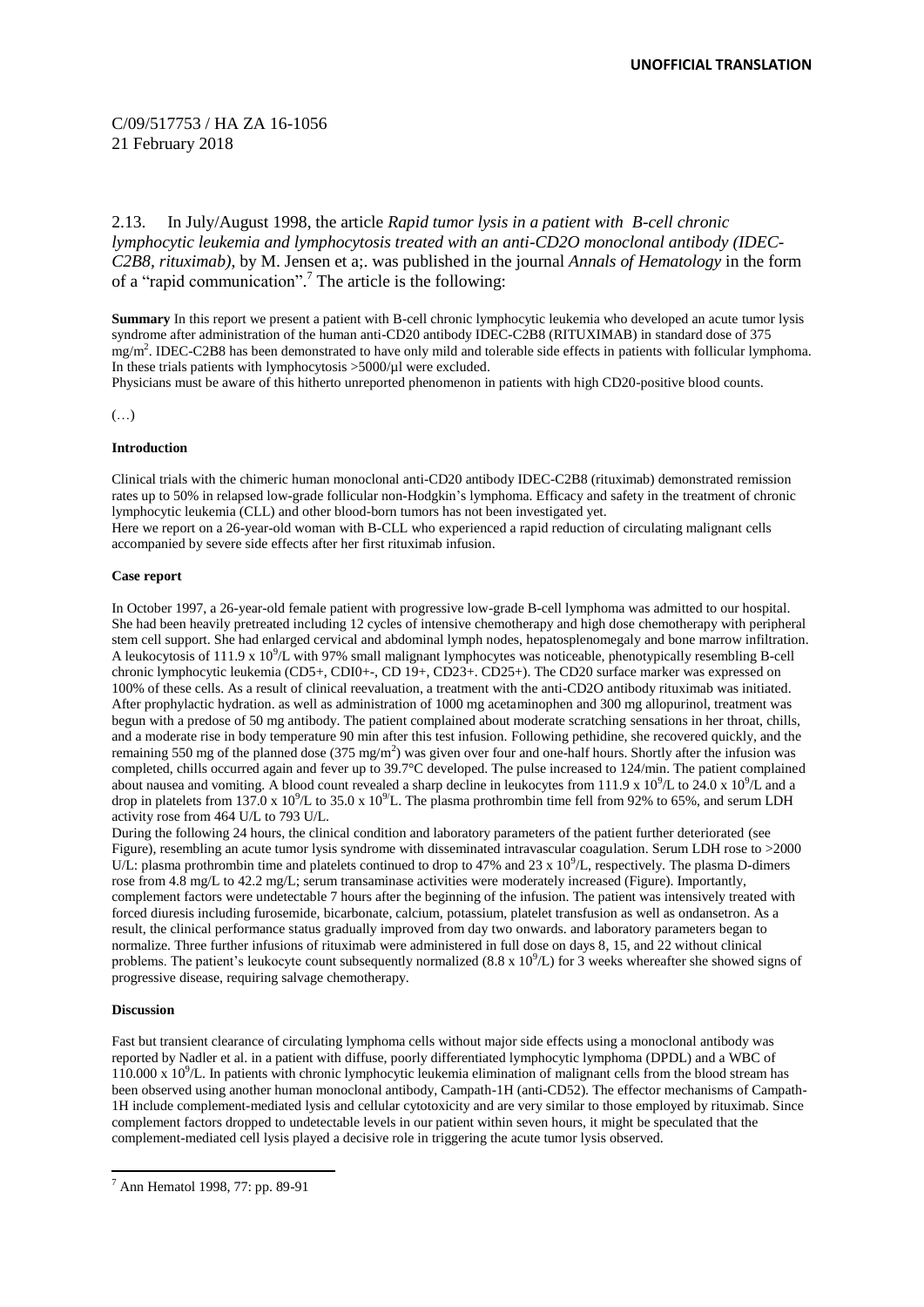C/09/517753 / HA ZA 16-1056
21 February 2018

2.13. In July/August 1998, the article *Rapid tumor lysis in a patient with B-cell chronic lymphocytic leukemia and lymphocytosis treated with an anti-CD2O monoclonal antibody (IDEC-C2B8, rituximab)*, by M. Jensen et a;. was published in the journal *Annals of Hematology* in the form of a "rapid communication".[7] The article is the following:

**Summary** In this report we present a patient with B-cell chronic lymphocytic leukemia who developed an acute tumor lysis syndrome after administration of the human anti-CD20 antibody IDEC-C2B8 (RITUXIMAB) in standard dose of 375 mg/m$^2$. IDEC-C2B8 has been demonstrated to have only mild and tolerable side effects in patients with follicular lymphoma. In these trials patients with lymphocytosis >5000/µl were excluded.
Physicians must be aware of this hitherto unreported phenomenon in patients with high CD20-positive blood counts.

(…)

**Introduction**

Clinical trials with the chimeric human monoclonal anti-CD20 antibody IDEC-C2B8 (rituximab) demonstrated remission rates up to 50% in relapsed low-grade follicular non-Hodgkin's lymphoma. Efficacy and safety in the treatment of chronic lymphocytic leukemia (CLL) and other blood-born tumors has not been investigated yet.
Here we report on a 26-year-old woman with B-CLL who experienced a rapid reduction of circulating malignant cells accompanied by severe side effects after her first rituximab infusion.

**Case report**

In October 1997, a 26-year-old female patient with progressive low-grade B-cell lymphoma was admitted to our hospital. She had been heavily pretreated including 12 cycles of intensive chemotherapy and high dose chemotherapy with peripheral stem cell support. She had enlarged cervical and abdominal lymph nodes, hepatosplenomegaly and bone marrow infiltration. A leukocytosis of 111.9 x 10$^9$/L with 97% small malignant lymphocytes was noticeable, phenotypically resembling B-cell chronic lymphocytic leukemia (CD5+, CDI0+-, CD 19+, CD23+. CD25+). The CD20 surface marker was expressed on 100% of these cells. As a result of clinical reevaluation, a treatment with the anti-CD2O antibody rituximab was initiated. After prophylactic hydration. as well as administration of 1000 mg acetaminophen and 300 mg allopurinol, treatment was begun with a predose of 50 mg antibody. The patient complained about moderate scratching sensations in her throat, chills, and a moderate rise in body temperature 90 min after this test infusion. Following pethidine, she recovered quickly, and the remaining 550 mg of the planned dose (375 mg/m$^2$) was given over four and one-half hours. Shortly after the infusion was completed, chills occurred again and fever up to 39.7°C developed. The pulse increased to 124/min. The patient complained about nausea and vomiting. A blood count revealed a sharp decline in leukocytes from 111.9 x 10$^9$/L to 24.0 x 10$^9$/L and a drop in platelets from 137.0 x 10$^9$/L to 35.0 x 10$^9$/L. The plasma prothrombin time fell from 92% to 65%, and serum LDH activity rose from 464 U/L to 793 U/L.
During the following 24 hours, the clinical condition and laboratory parameters of the patient further deteriorated (see Figure), resembling an acute tumor lysis syndrome with disseminated intravascular coagulation. Serum LDH rose to >2000 U/L: plasma prothrombin time and platelets continued to drop to 47% and 23 x 10$^9$/L, respectively. The plasma D-dimers rose from 4.8 mg/L to 42.2 mg/L; serum transaminase activities were moderately increased (Figure). Importantly, complement factors were undetectable 7 hours after the beginning of the infusion. The patient was intensively treated with forced diuresis including furosemide, bicarbonate, calcium, potassium, platelet transfusion as well as ondansetron. As a result, the clinical performance status gradually improved from day two onwards. and laboratory parameters began to normalize. Three further infusions of rituximab were administered in full dose on days 8, 15, and 22 without clinical problems. The patient's leukocyte count subsequently normalized (8.8 x 10$^9$/L) for 3 weeks whereafter she showed signs of progressive disease, requiring salvage chemotherapy.

**Discussion**

Fast but transient clearance of circulating lymphoma cells without major side effects using a monoclonal antibody was reported by Nadler et al. in a patient with diffuse, poorly differentiated lymphocytic lymphoma (DPDL) and a WBC of 110.000 x 10$^9$/L. In patients with chronic lymphocytic leukemia elimination of malignant cells from the blood stream has been observed using another human monoclonal antibody, Campath-1H (anti-CD52). The effector mechanisms of Campath-1H include complement-mediated lysis and cellular cytotoxicity and are very similar to those employed by rituximab. Since complement factors dropped to undetectable levels in our patient within seven hours, it might be speculated that the complement-mediated cell lysis played a decisive role in triggering the acute tumor lysis observed.

[7] Ann Hematol 1998, 77: pp. 89-91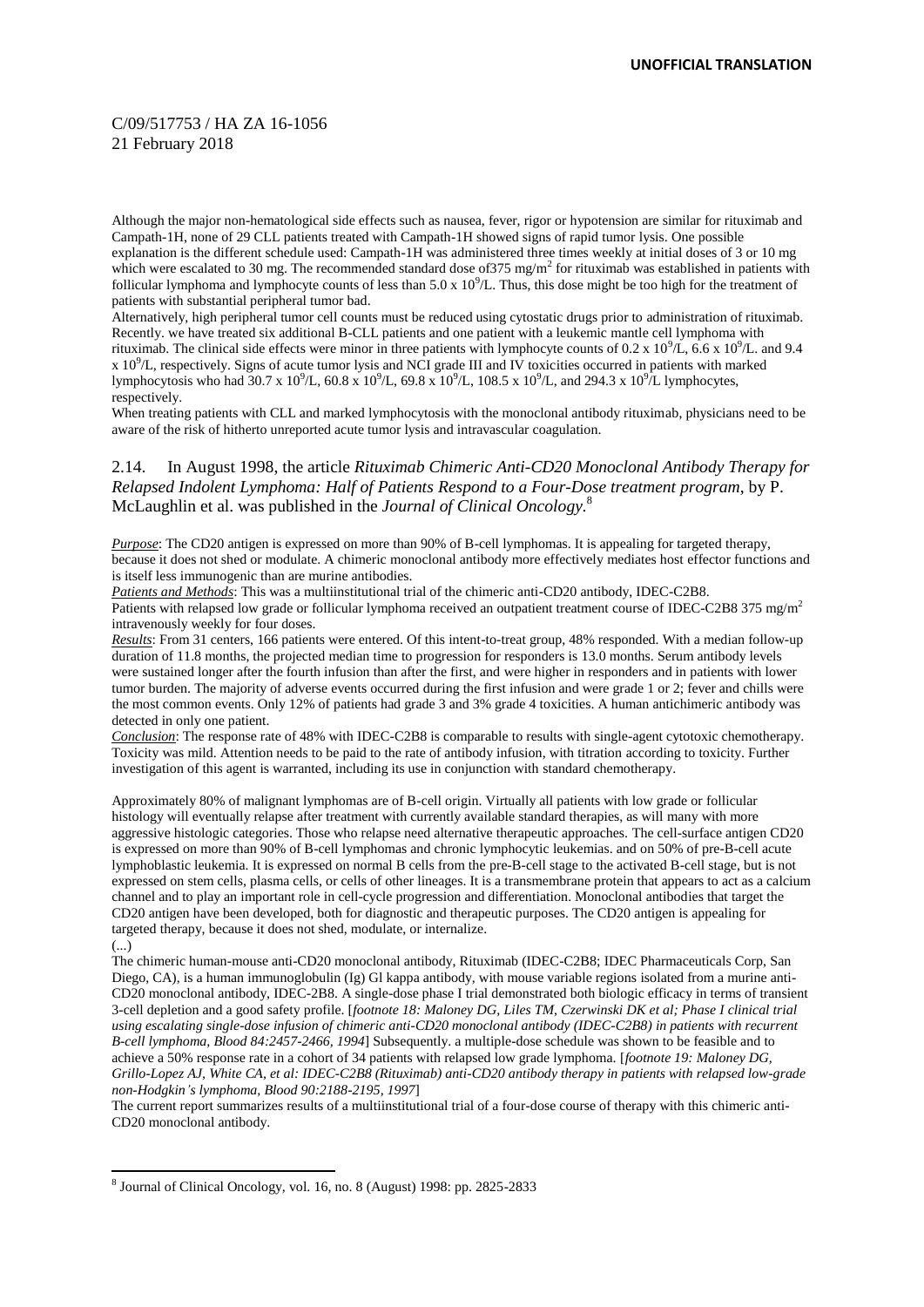Although the major non-hematological side effects such as nausea, fever, rigor or hypotension are similar for rituximab and Campath-1H, none of 29 CLL patients treated with Campath-1H showed signs of rapid tumor lysis. One possible explanation is the different schedule used: Campath-1H was administered three times weekly at initial doses of 3 or 10 mg which were escalated to 30 mg. The recommended standard dose of375 mg/m$^2$ for rituximab was established in patients with follicular lymphoma and lymphocyte counts of less than 5.0 x $10^9$/L. Thus, this dose might be too high for the treatment of patients with substantial peripheral tumor bad.
Alternatively, high peripheral tumor cell counts must be reduced using cytostatic drugs prior to administration of rituximab. Recently. we have treated six additional B-CLL patients and one patient with a leukemic mantle cell lymphoma with rituximab. The clinical side effects were minor in three patients with lymphocyte counts of 0.2 x $10^9$/L, 6.6 x $10^9$/L. and 9.4 x $10^9$/L, respectively. Signs of acute tumor lysis and NCI grade III and IV toxicities occurred in patients with marked lymphocytosis who had 30.7 x $10^9$/L, 60.8 x $10^9$/L, 69.8 x $10^9$/L, 108.5 x $10^9$/L, and 294.3 x $10^9$/L lymphocytes, respectively.
When treating patients with CLL and marked lymphocytosis with the monoclonal antibody rituximab, physicians need to be aware of the risk of hitherto unreported acute tumor lysis and intravascular coagulation.

2.14. In August 1998, the article *Rituximab Chimeric Anti-CD20 Monoclonal Antibody Therapy for Relapsed Indolent Lymphoma: Half of Patients Respond to a Four-Dose treatment program*, by P. McLaughlin et al. was published in the *Journal of Clinical Oncology*.[8]

*Purpose*: The CD20 antigen is expressed on more than 90% of B-cell lymphomas. It is appealing for targeted therapy, because it does not shed or modulate. A chimeric monoclonal antibody more effectively mediates host effector functions and is itself less immunogenic than are murine antibodies.
*Patients and Methods*: This was a multiinstitutional trial of the chimeric anti-CD20 antibody, IDEC-C2B8.
Patients with relapsed low grade or follicular lymphoma received an outpatient treatment course of IDEC-C2B8 375 mg/m$^2$ intravenously weekly for four doses.
*Results*: From 31 centers, 166 patients were entered. Of this intent-to-treat group, 48% responded. With a median follow-up duration of 11.8 months, the projected median time to progression for responders is 13.0 months. Serum antibody levels were sustained longer after the fourth infusion than after the first, and were higher in responders and in patients with lower tumor burden. The majority of adverse events occurred during the first infusion and were grade 1 or 2; fever and chills were the most common events. Only 12% of patients had grade 3 and 3% grade 4 toxicities. A human antichimeric antibody was detected in only one patient.
*Conclusion*: The response rate of 48% with IDEC-C2B8 is comparable to results with single-agent cytotoxic chemotherapy. Toxicity was mild. Attention needs to be paid to the rate of antibody infusion, with titration according to toxicity. Further investigation of this agent is warranted, including its use in conjunction with standard chemotherapy.

Approximately 80% of malignant lymphomas are of B-cell origin. Virtually all patients with low grade or follicular histology will eventually relapse after treatment with currently available standard therapies, as will many with more aggressive histologic categories. Those who relapse need alternative therapeutic approaches. The cell-surface antigen CD20 is expressed on more than 90% of B-cell lymphomas and chronic lymphocytic leukemias. and on 50% of pre-B-cell acute lymphoblastic leukemia. It is expressed on normal B cells from the pre-B-cell stage to the activated B-cell stage, but is not expressed on stem cells, plasma cells, or cells of other lineages. It is a transmembrane protein that appears to act as a calcium channel and to play an important role in cell-cycle progression and differentiation. Monoclonal antibodies that target the CD20 antigen have been developed, both for diagnostic and therapeutic purposes. The CD20 antigen is appealing for targeted therapy, because it does not shed, modulate, or internalize.
(...)
The chimeric human-mouse anti-CD20 monoclonal antibody, Rituximab (IDEC-C2B8; IDEC Pharmaceuticals Corp, San Diego, CA), is a human immunoglobulin (Ig) Gl kappa antibody, with mouse variable regions isolated from a murine anti-CD20 monoclonal antibody, IDEC-2B8. A single-dose phase I trial demonstrated both biologic efficacy in terms of transient 3-cell depletion and a good safety profile. [*footnote 18: Maloney DG, Liles TM, Czerwinski DK et al; Phase I clinical trial using escalating single-dose infusion of chimeric anti-CD20 monoclonal antibody (IDEC-C2B8) in patients with recurrent B-cell lymphoma, Blood 84:2457-2466, 1994*] Subsequently. a multiple-dose schedule was shown to be feasible and to achieve a 50% response rate in a cohort of 34 patients with relapsed low grade lymphoma. [*footnote 19: Maloney DG, Grillo-Lopez AJ, White CA, et al: IDEC-C2B8 (Rituximab) anti-CD20 antibody therapy in patients with relapsed low-grade non-Hodgkin's lymphoma, Blood 90:2188-2195, 1997*]
The current report summarizes results of a multiinstitutional trial of a four-dose course of therapy with this chimeric anti-CD20 monoclonal antibody.

---

[8] Journal of Clinical Oncology, vol. 16, no. 8 (August) 1998: pp. 2825-2833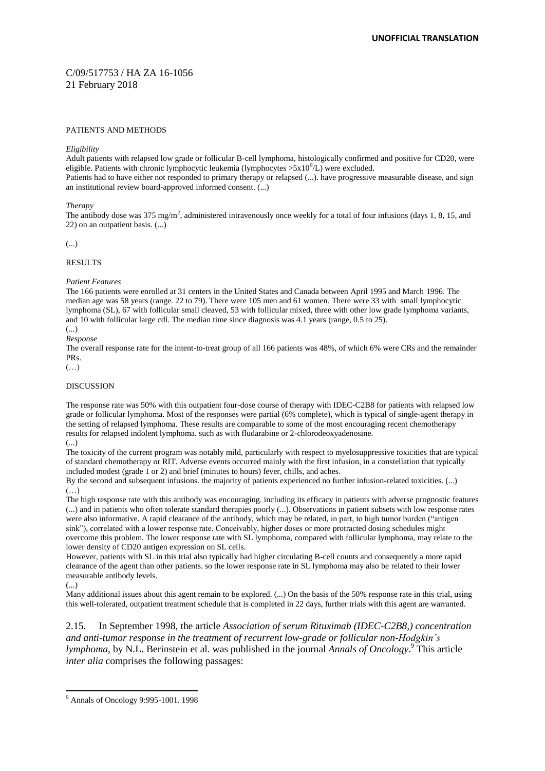**UNOFFICIAL TRANSLATION**

C/09/517753 / HA ZA 16-1056
21 February 2018

PATIENTS AND METHODS

*Eligibility*

Adult patients with relapsed low grade or follicular B-cell lymphoma, histologically confirmed and positive for CD20, were eligible. Patients with chronic lymphocytic leukemia (lymphocytes $>5x10^9/L$) were excluded.
Patients had to have either not responded to primary therapy or relapsed (...). have progressive measurable disease, and sign an institutional review board-approved informed consent. (...)

*Therapy*

The antibody dose was 375 $mg/m^2$, administered intravenously once weekly for a total of four infusions (days 1, 8, 15, and 22) on an outpatient basis. (...)

(...)

RESULTS

*Patient Features*

The 166 patients were enrolled at 31 centers in the United States and Canada between April 1995 and March 1996. The median age was 58 years (range. 22 to 79). There were 105 men and 61 women. There were 33 with small lymphocytic lymphoma (SL), 67 with follicular small cleaved, 53 with follicular mixed, three with other low grade lymphoma variants, and 10 with follicular large cdl. The median time since diagnosis was 4.1 years (range, 0.5 to 25).
(...)

*Response*

The overall response rate for the intent-to-treat group of all 166 patients was 48%, of which 6% were CRs and the remainder PRs.
(…)

DISCUSSION

The response rate was 50% with this outpatient four-dose course of therapy with IDEC-C2B8 for patients with relapsed low grade or follicular lymphoma. Most of the responses were partial (6% complete), which is typical of single-agent therapy in the setting of relapsed lymphoma. These results are comparable to some of the most encouraging recent chemotherapy results for relapsed indolent lymphoma. such as with fludarabine or 2-chlorodeoxyadenosine.
(...)
The toxicity of the current program was notably mild, particularly with respect to myelosuppressive toxicities that are typical of standard chemotherapy or RIT. Adverse events occurred mainly with the first infusion, in a constellation that typically included modest (grade 1 or 2) and brief (minutes to hours) fever, chills, and aches.
By the second and subsequent infusions. the majority of patients experienced no further infusion-related toxicities. (...)
(…)
The high response rate with this antibody was encouraging. including its efficacy in patients with adverse prognostic features (...) and in patients who often tolerate standard therapies poorly (...). Observations in patient subsets with low response rates were also informative. A rapid clearance of the antibody, which may be related, in part, to high tumor burden ("antigen sink"), correlated with a lower response rate. Conceivably, higher doses or more protracted dosing schedules might overcome this problem. The lower response rate with SL lymphoma, compared with follicular lymphoma, may relate to the lower density of CD20 antigen expression on SL cells.
However, patients with SL in this trial also typically had higher circulating B-cell counts and consequently a more rapid clearance of the agent than other patients. so the lower response rate in SL lymphoma may also be related to their lower measurable antibody levels.
(...)
Many additional issues about this agent remain to be explored. (...) On the basis of the 50% response rate in this trial, using this well-tolerated, outpatient treatment schedule that is completed in 22 days, further trials with this agent are warranted.

2.15. In September 1998, the article *Association of serum Rituximab (IDEC-C2B8,) concentration and anti-tumor response in the treatment of recurrent low-grade or follicular non-Hodgkin's lymphoma*, by N.L. Berinstein et al. was published in the journal *Annals of Oncology*.[9] This article *inter alia* comprises the following passages:

[9] Annals of Oncology 9:995-1001. 1998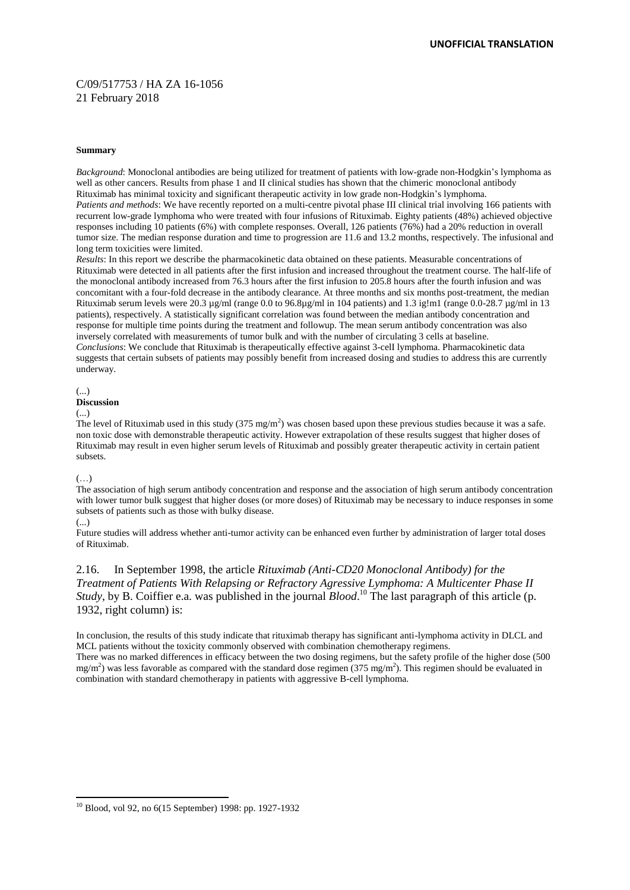C/09/517753 / HA ZA 16-1056
21 February 2018

**Summary**

*Background*: Monoclonal antibodies are being utilized for treatment of patients with low-grade non-Hodgkin's lymphoma as well as other cancers. Results from phase 1 and II clinical studies has shown that the chimeric monoclonal antibody Rituximab has minimal toxicity and significant therapeutic activity in low grade non-Hodgkin's lymphoma.
*Patients and methods*: We have recently reported on a multi-centre pivotal phase III clinical trial involving 166 patients with recurrent low-grade lymphoma who were treated with four infusions of Rituximab. Eighty patients (48%) achieved objective responses including 10 patients (6%) with complete responses. Overall, 126 patients (76%) had a 20% reduction in overall tumor size. The median response duration and time to progression are 11.6 and 13.2 months, respectively. The infusional and long term toxicities were limited.
*Results*: In this report we describe the pharmacokinetic data obtained on these patients. Measurable concentrations of Rituximab were detected in all patients after the first infusion and increased throughout the treatment course. The half-life of the monoclonal antibody increased from 76.3 hours after the first infusion to 205.8 hours after the fourth infusion and was concomitant with a four-fold decrease in the antibody clearance. At three months and six months post-treatment, the median Rituximab serum levels were 20.3 µg/ml (range 0.0 to 96.8µg/ml in 104 patients) and 1.3 ig!m1 (range 0.0-28.7 µg/ml in 13 patients), respectively. A statistically significant correlation was found between the median antibody concentration and response for multiple time points during the treatment and followup. The mean serum antibody concentration was also inversely correlated with measurements of tumor bulk and with the number of circulating 3 cells at baseline.
*Conclusions*: We conclude that Rituximab is therapeutically effective against 3-cell lymphoma. Pharmacokinetic data suggests that certain subsets of patients may possibly benefit from increased dosing and studies to address this are currently underway.

(...)
**Discussion**
(...)
The level of Rituximab used in this study (375 mg/m$^2$) was chosen based upon these previous studies because it was a safe. non toxic dose with demonstrable therapeutic activity. However extrapolation of these results suggest that higher doses of Rituximab may result in even higher serum levels of Rituximab and possibly greater therapeutic activity in certain patient subsets.

(…)
The association of high serum antibody concentration and response and the association of high serum antibody concentration with lower tumor bulk suggest that higher doses (or more doses) of Rituximab may be necessary to induce responses in some subsets of patients such as those with bulky disease.
(...)
Future studies will address whether anti-tumor activity can be enhanced even further by administration of larger total doses of Rituximab.

2.16. In September 1998, the article *Rituximab (Anti-CD20 Monoclonal Antibody) for the Treatment of Patients With Relapsing or Refractory Agressive Lymphoma: A Multicenter Phase II Study*, by B. Coiffier e.a. was published in the journal *Blood*.[10] The last paragraph of this article (p. 1932, right column) is:

In conclusion, the results of this study indicate that rituximab therapy has significant anti-lymphoma activity in DLCL and MCL patients without the toxicity commonly observed with combination chemotherapy regimens.
There was no marked differences in efficacy between the two dosing regimens, but the safety profile of the higher dose (500 mg/m$^2$) was less favorable as compared with the standard dose regimen (375 mg/m$^2$). This regimen should be evaluated in combination with standard chemotherapy in patients with aggressive B-cell lymphoma.

[10] Blood, vol 92, no 6(15 September) 1998: pp. 1927-1932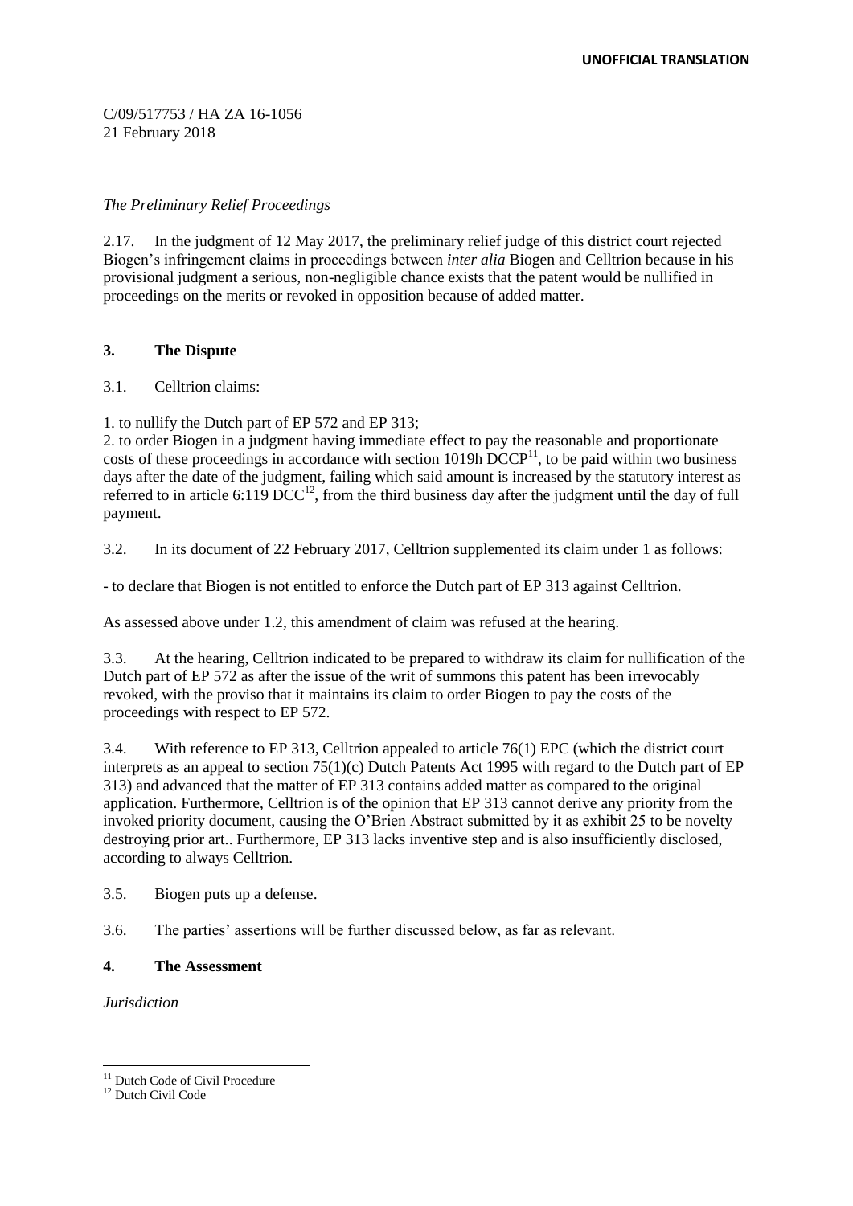C/09/517753 / HA ZA 16-1056
21 February 2018

*The Preliminary Relief Proceedings*

2.17. In the judgment of 12 May 2017, the preliminary relief judge of this district court rejected Biogen's infringement claims in proceedings between *inter alia* Biogen and Celltrion because in his provisional judgment a serious, non-negligible chance exists that the patent would be nullified in proceedings on the merits or revoked in opposition because of added matter.

## 3. The Dispute

3.1. Celltrion claims:

1. to nullify the Dutch part of EP 572 and EP 313;
2. to order Biogen in a judgment having immediate effect to pay the reasonable and proportionate costs of these proceedings in accordance with section 1019h DCCP[11], to be paid within two business days after the date of the judgment, failing which said amount is increased by the statutory interest as referred to in article 6:119 DCC[12], from the third business day after the judgment until the day of full payment.

3.2. In its document of 22 February 2017, Celltrion supplemented its claim under 1 as follows:

- to declare that Biogen is not entitled to enforce the Dutch part of EP 313 against Celltrion.

As assessed above under 1.2, this amendment of claim was refused at the hearing.

3.3. At the hearing, Celltrion indicated to be prepared to withdraw its claim for nullification of the Dutch part of EP 572 as after the issue of the writ of summons this patent has been irrevocably revoked, with the proviso that it maintains its claim to order Biogen to pay the costs of the proceedings with respect to EP 572.

3.4. With reference to EP 313, Celltrion appealed to article 76(1) EPC (which the district court interprets as an appeal to section 75(1)(c) Dutch Patents Act 1995 with regard to the Dutch part of EP 313) and advanced that the matter of EP 313 contains added matter as compared to the original application. Furthermore, Celltrion is of the opinion that EP 313 cannot derive any priority from the invoked priority document, causing the O'Brien Abstract submitted by it as exhibit 25 to be novelty destroying prior art.. Furthermore, EP 313 lacks inventive step and is also insufficiently disclosed, according to always Celltrion.

3.5. Biogen puts up a defense.

3.6. The parties' assertions will be further discussed below, as far as relevant.

## 4. The Assessment

*Jurisdiction*

[11] Dutch Code of Civil Procedure
[12] Dutch Civil Code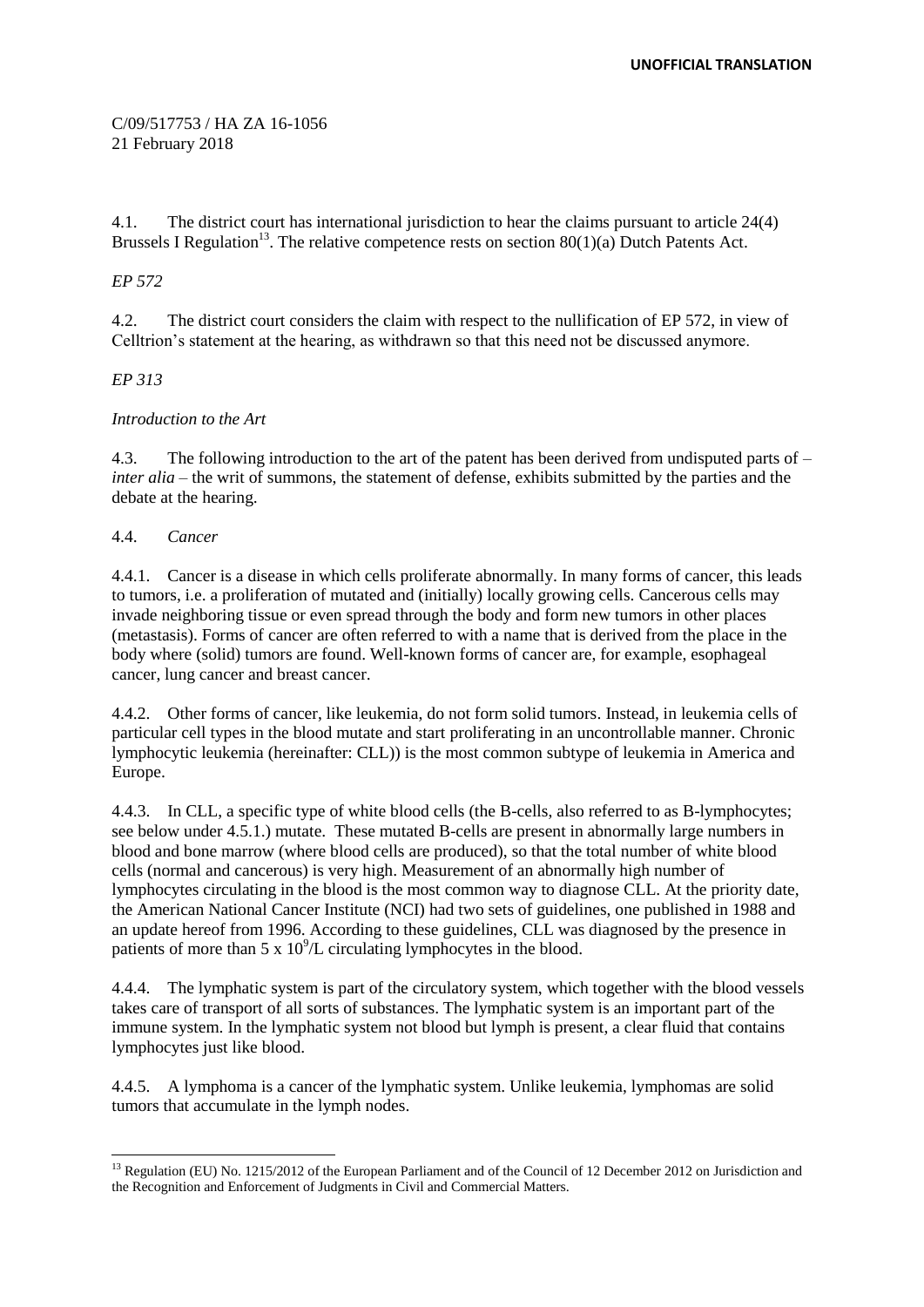**UNOFFICIAL TRANSLATION**

C/09/517753 / HA ZA 16-1056
21 February 2018

4.1. The district court has international jurisdiction to hear the claims pursuant to article 24(4) Brussels I Regulation[13]. The relative competence rests on section 80(1)(a) Dutch Patents Act.

*EP 572*

4.2. The district court considers the claim with respect to the nullification of EP 572, in view of Celltrion's statement at the hearing, as withdrawn so that this need not be discussed anymore.

*EP 313*

*Introduction to the Art*

4.3. The following introduction to the art of the patent has been derived from undisputed parts of – *inter alia* – the writ of summons, the statement of defense, exhibits submitted by the parties and the debate at the hearing.

4.4. *Cancer*

4.4.1. Cancer is a disease in which cells proliferate abnormally. In many forms of cancer, this leads to tumors, i.e. a proliferation of mutated and (initially) locally growing cells. Cancerous cells may invade neighboring tissue or even spread through the body and form new tumors in other places (metastasis). Forms of cancer are often referred to with a name that is derived from the place in the body where (solid) tumors are found. Well-known forms of cancer are, for example, esophageal cancer, lung cancer and breast cancer.

4.4.2. Other forms of cancer, like leukemia, do not form solid tumors. Instead, in leukemia cells of particular cell types in the blood mutate and start proliferating in an uncontrollable manner. Chronic lymphocytic leukemia (hereinafter: CLL)) is the most common subtype of leukemia in America and Europe.

4.4.3. In CLL, a specific type of white blood cells (the B-cells, also referred to as B-lymphocytes; see below under 4.5.1.) mutate. These mutated B-cells are present in abnormally large numbers in blood and bone marrow (where blood cells are produced), so that the total number of white blood cells (normal and cancerous) is very high. Measurement of an abnormally high number of lymphocytes circulating in the blood is the most common way to diagnose CLL. At the priority date, the American National Cancer Institute (NCI) had two sets of guidelines, one published in 1988 and an update hereof from 1996. According to these guidelines, CLL was diagnosed by the presence in patients of more than $5 \times 10^9$/L circulating lymphocytes in the blood.

4.4.4. The lymphatic system is part of the circulatory system, which together with the blood vessels takes care of transport of all sorts of substances. The lymphatic system is an important part of the immune system. In the lymphatic system not blood but lymph is present, a clear fluid that contains lymphocytes just like blood.

4.4.5. A lymphoma is a cancer of the lymphatic system. Unlike leukemia, lymphomas are solid tumors that accumulate in the lymph nodes.

---

[13] Regulation (EU) No. 1215/2012 of the European Parliament and of the Council of 12 December 2012 on Jurisdiction and the Recognition and Enforcement of Judgments in Civil and Commercial Matters.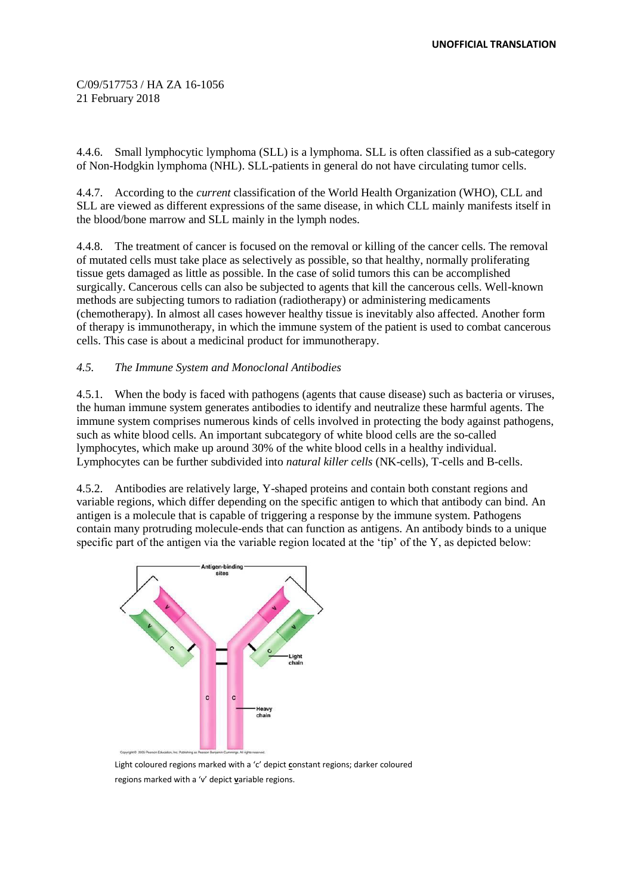4.4.6. Small lymphocytic lymphoma (SLL) is a lymphoma. SLL is often classified as a sub-category of Non-Hodgkin lymphoma (NHL). SLL-patients in general do not have circulating tumor cells.

4.4.7. According to the *current* classification of the World Health Organization (WHO), CLL and SLL are viewed as different expressions of the same disease, in which CLL mainly manifests itself in the blood/bone marrow and SLL mainly in the lymph nodes.

4.4.8. The treatment of cancer is focused on the removal or killing of the cancer cells. The removal of mutated cells must take place as selectively as possible, so that healthy, normally proliferating tissue gets damaged as little as possible. In the case of solid tumors this can be accomplished surgically. Cancerous cells can also be subjected to agents that kill the cancerous cells. Well-known methods are subjecting tumors to radiation (radiotherapy) or administering medicaments (chemotherapy). In almost all cases however healthy tissue is inevitably also affected. Another form of therapy is immunotherapy, in which the immune system of the patient is used to combat cancerous cells. This case is about a medicinal product for immunotherapy.

### *4.5. The Immune System and Monoclonal Antibodies*

4.5.1. When the body is faced with pathogens (agents that cause disease) such as bacteria or viruses, the human immune system generates antibodies to identify and neutralize these harmful agents. The immune system comprises numerous kinds of cells involved in protecting the body against pathogens, such as white blood cells. An important subcategory of white blood cells are the so-called lymphocytes, which make up around 30% of the white blood cells in a healthy individual. Lymphocytes can be further subdivided into *natural killer cells* (NK-cells), T-cells and B-cells.

4.5.2. Antibodies are relatively large, Y-shaped proteins and contain both constant regions and variable regions, which differ depending on the specific antigen to which that antibody can bind. An antigen is a molecule that is capable of triggering a response by the immune system. Pathogens contain many protruding molecule-ends that can function as antigens. An antibody binds to a unique specific part of the antigen via the variable region located at the 'tip' of the Y, as depicted below:

Light coloured regions marked with a 'c' depict **c**onstant regions; darker coloured regions marked with a 'v' depict **v**ariable regions.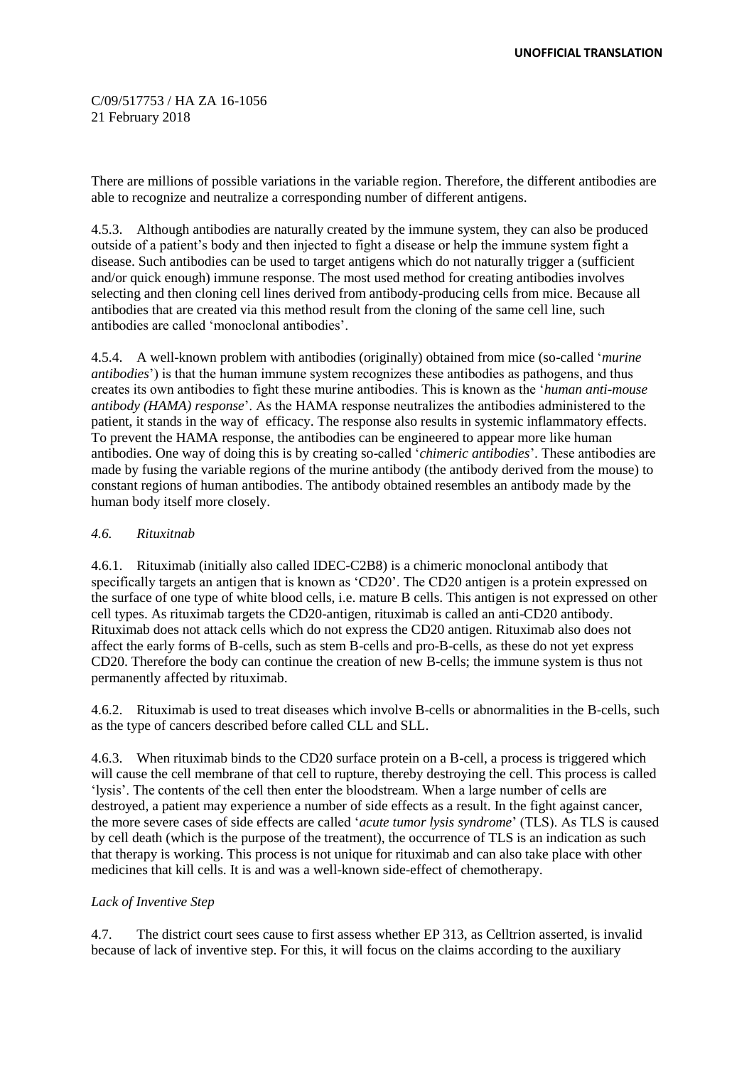There are millions of possible variations in the variable region. Therefore, the different antibodies are able to recognize and neutralize a corresponding number of different antigens.

4.5.3. Although antibodies are naturally created by the immune system, they can also be produced outside of a patient's body and then injected to fight a disease or help the immune system fight a disease. Such antibodies can be used to target antigens which do not naturally trigger a (sufficient and/or quick enough) immune response. The most used method for creating antibodies involves selecting and then cloning cell lines derived from antibody-producing cells from mice. Because all antibodies that are created via this method result from the cloning of the same cell line, such antibodies are called 'monoclonal antibodies'.

4.5.4. A well-known problem with antibodies (originally) obtained from mice (so-called '*murine antibodies*') is that the human immune system recognizes these antibodies as pathogens, and thus creates its own antibodies to fight these murine antibodies. This is known as the '*human anti-mouse antibody (HAMA) response*'. As the HAMA response neutralizes the antibodies administered to the patient, it stands in the way of efficacy. The response also results in systemic inflammatory effects. To prevent the HAMA response, the antibodies can be engineered to appear more like human antibodies. One way of doing this is by creating so-called '*chimeric antibodies*'. These antibodies are made by fusing the variable regions of the murine antibody (the antibody derived from the mouse) to constant regions of human antibodies. The antibody obtained resembles an antibody made by the human body itself more closely.

*4.6. Rituxitnab*

4.6.1. Rituximab (initially also called IDEC-C2B8) is a chimeric monoclonal antibody that specifically targets an antigen that is known as 'CD20'. The CD20 antigen is a protein expressed on the surface of one type of white blood cells, i.e. mature B cells. This antigen is not expressed on other cell types. As rituximab targets the CD20-antigen, rituximab is called an anti-CD20 antibody. Rituximab does not attack cells which do not express the CD20 antigen. Rituximab also does not affect the early forms of B-cells, such as stem B-cells and pro-B-cells, as these do not yet express CD20. Therefore the body can continue the creation of new B-cells; the immune system is thus not permanently affected by rituximab.

4.6.2. Rituximab is used to treat diseases which involve B-cells or abnormalities in the B-cells, such as the type of cancers described before called CLL and SLL.

4.6.3. When rituximab binds to the CD20 surface protein on a B-cell, a process is triggered which will cause the cell membrane of that cell to rupture, thereby destroying the cell. This process is called 'lysis'. The contents of the cell then enter the bloodstream. When a large number of cells are destroyed, a patient may experience a number of side effects as a result. In the fight against cancer, the more severe cases of side effects are called '*acute tumor lysis syndrome*' (TLS). As TLS is caused by cell death (which is the purpose of the treatment), the occurrence of TLS is an indication as such that therapy is working. This process is not unique for rituximab and can also take place with other medicines that kill cells. It is and was a well-known side-effect of chemotherapy.

*Lack of Inventive Step*

4.7. The district court sees cause to first assess whether EP 313, as Celltrion asserted, is invalid because of lack of inventive step. For this, it will focus on the claims according to the auxiliary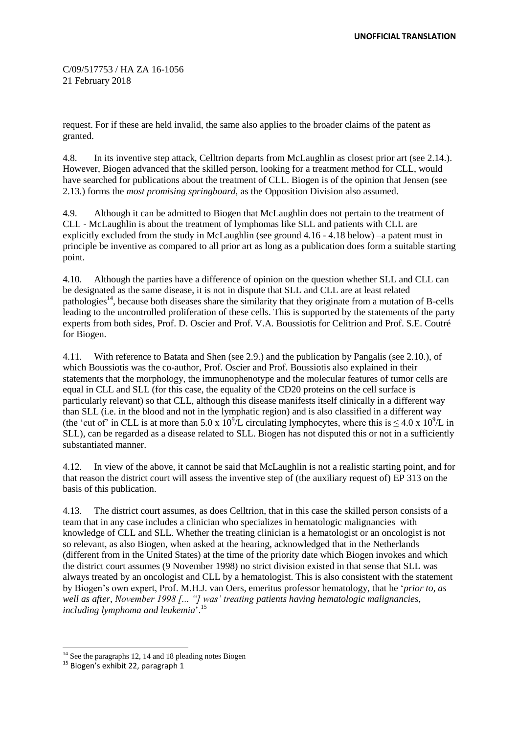request. For if these are held invalid, the same also applies to the broader claims of the patent as granted.

4.8. In its inventive step attack, Celltrion departs from McLaughlin as closest prior art (see 2.14.). However, Biogen advanced that the skilled person, looking for a treatment method for CLL, would have searched for publications about the treatment of CLL. Biogen is of the opinion that Jensen (see 2.13.) forms the *most promising springboard*, as the Opposition Division also assumed.

4.9. Although it can be admitted to Biogen that McLaughlin does not pertain to the treatment of CLL - McLaughlin is about the treatment of lymphomas like SLL and patients with CLL are explicitly excluded from the study in McLaughlin (see ground 4.16 - 4.18 below) –a patent must in principle be inventive as compared to all prior art as long as a publication does form a suitable starting point.

4.10. Although the parties have a difference of opinion on the question whether SLL and CLL can be designated as the same disease, it is not in dispute that SLL and CLL are at least related pathologies[14], because both diseases share the similarity that they originate from a mutation of B-cells leading to the uncontrolled proliferation of these cells. This is supported by the statements of the party experts from both sides, Prof. D. Oscier and Prof. V.A. Boussiotis for Celitrion and Prof. S.E. Coutré for Biogen.

4.11. With reference to Batata and Shen (see 2.9.) and the publication by Pangalis (see 2.10.), of which Boussiotis was the co-author, Prof. Oscier and Prof. Boussiotis also explained in their statements that the morphology, the immunophenotype and the molecular features of tumor cells are equal in CLL and SLL (for this case, the equality of the CD20 proteins on the cell surface is particularly relevant) so that CLL, although this disease manifests itself clinically in a different way than SLL (i.e. in the blood and not in the lymphatic region) and is also classified in a different way (the 'cut of' in CLL is at more than $5.0 \times 10^9$/L circulating lymphocytes, where this is $\leq 4.0 \times 10^9$/L in SLL), can be regarded as a disease related to SLL. Biogen has not disputed this or not in a sufficiently substantiated manner.

4.12. In view of the above, it cannot be said that McLaughlin is not a realistic starting point, and for that reason the district court will assess the inventive step of (the auxiliary request of) EP 313 on the basis of this publication.

4.13. The district court assumes, as does Celltrion, that in this case the skilled person consists of a team that in any case includes a clinician who specializes in hematologic malignancies with knowledge of CLL and SLL. Whether the treating clinician is a hematologist or an oncologist is not so relevant, as also Biogen, when asked at the hearing, acknowledged that in the Netherlands (different from in the United States) at the time of the priority date which Biogen invokes and which the district court assumes (9 November 1998) no strict division existed in that sense that SLL was always treated by an oncologist and CLL by a hematologist. This is also consistent with the statement by Biogen's own expert, Prof. M.H.J. van Oers, emeritus professor hematology, that he '*prior to, as well as after, November 1998 [... "] was' treating patients having hematologic malignancies, including lymphoma and leukemia*'.[15]

---

[14] See the paragraphs 12, 14 and 18 pleading notes Biogen

[15] Biogen's exhibit 22, paragraph 1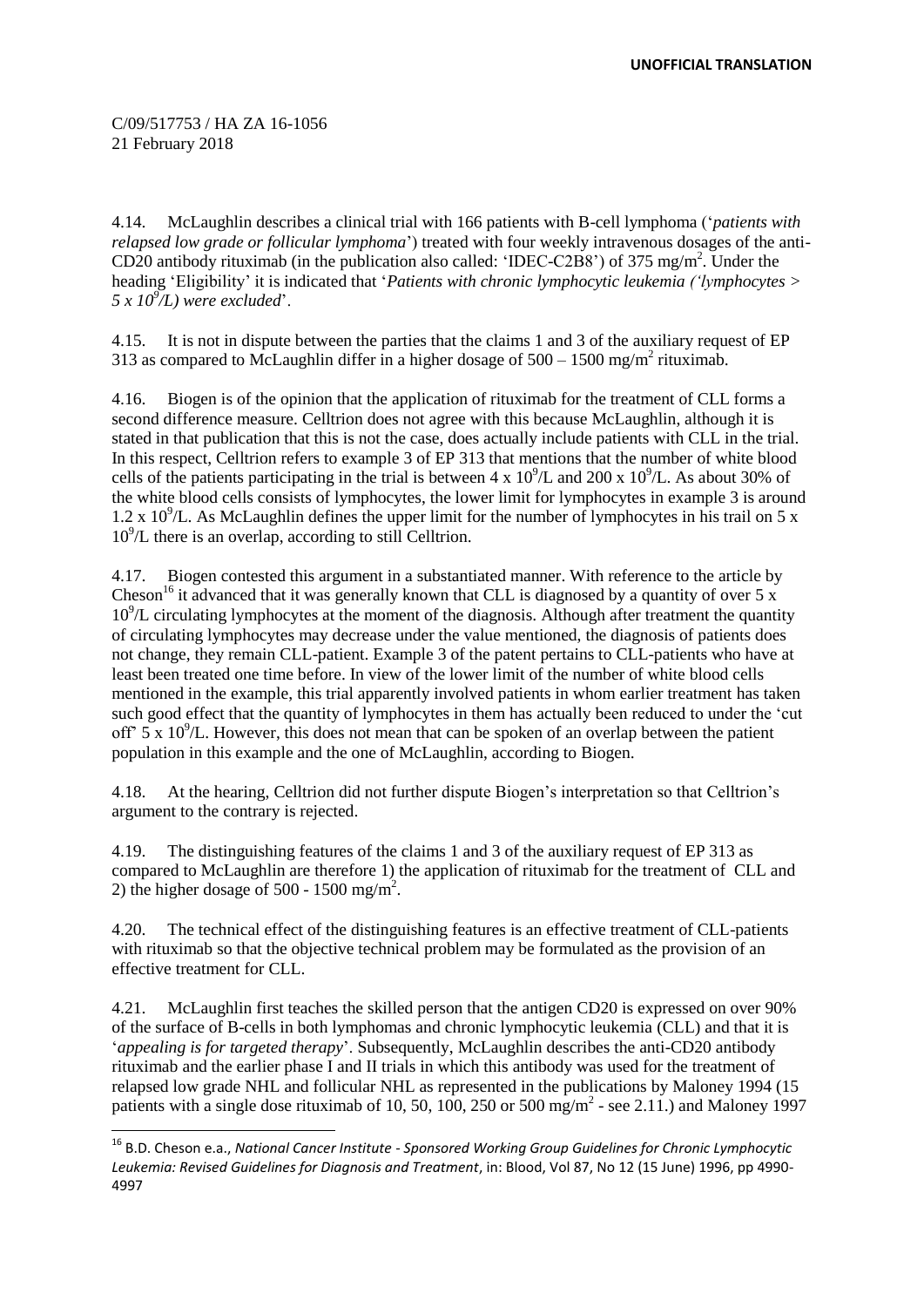4.14. McLaughlin describes a clinical trial with 166 patients with B-cell lymphoma ('*patients with relapsed low grade or follicular lymphoma*') treated with four weekly intravenous dosages of the anti-CD20 antibody rituximab (in the publication also called: 'IDEC-C2B8') of 375 mg/m$^2$. Under the heading 'Eligibility' it is indicated that '*Patients with chronic lymphocytic leukemia ('lymphocytes > 5 x 10$^9$/L) were excluded*'.

4.15. It is not in dispute between the parties that the claims 1 and 3 of the auxiliary request of EP 313 as compared to McLaughlin differ in a higher dosage of 500 – 1500 mg/m$^2$ rituximab.

4.16. Biogen is of the opinion that the application of rituximab for the treatment of CLL forms a second difference measure. Celltrion does not agree with this because McLaughlin, although it is stated in that publication that this is not the case, does actually include patients with CLL in the trial. In this respect, Celltrion refers to example 3 of EP 313 that mentions that the number of white blood cells of the patients participating in the trial is between 4 x 10$^9$/L and 200 x 10$^9$/L. As about 30% of the white blood cells consists of lymphocytes, the lower limit for lymphocytes in example 3 is around 1.2 x 10$^9$/L. As McLaughlin defines the upper limit for the number of lymphocytes in his trail on 5 x 10$^9$/L there is an overlap, according to still Celltrion.

4.17. Biogen contested this argument in a substantiated manner. With reference to the article by Cheson[16] it advanced that it was generally known that CLL is diagnosed by a quantity of over 5 x 10$^9$/L circulating lymphocytes at the moment of the diagnosis. Although after treatment the quantity of circulating lymphocytes may decrease under the value mentioned, the diagnosis of patients does not change, they remain CLL-patient. Example 3 of the patent pertains to CLL-patients who have at least been treated one time before. In view of the lower limit of the number of white blood cells mentioned in the example, this trial apparently involved patients in whom earlier treatment has taken such good effect that the quantity of lymphocytes in them has actually been reduced to under the 'cut off' 5 x 10$^9$/L. However, this does not mean that can be spoken of an overlap between the patient population in this example and the one of McLaughlin, according to Biogen.

4.18. At the hearing, Celltrion did not further dispute Biogen's interpretation so that Celltrion's argument to the contrary is rejected.

4.19. The distinguishing features of the claims 1 and 3 of the auxiliary request of EP 313 as compared to McLaughlin are therefore 1) the application of rituximab for the treatment of CLL and 2) the higher dosage of 500 - 1500 mg/m$^2$.

4.20. The technical effect of the distinguishing features is an effective treatment of CLL-patients with rituximab so that the objective technical problem may be formulated as the provision of an effective treatment for CLL.

4.21. McLaughlin first teaches the skilled person that the antigen CD20 is expressed on over 90% of the surface of B-cells in both lymphomas and chronic lymphocytic leukemia (CLL) and that it is '*appealing is for targeted therapy*'. Subsequently, McLaughlin describes the anti-CD20 antibody rituximab and the earlier phase I and II trials in which this antibody was used for the treatment of relapsed low grade NHL and follicular NHL as represented in the publications by Maloney 1994 (15 patients with a single dose rituximab of 10, 50, 100, 250 or 500 mg/m$^2$ - see 2.11.) and Maloney 1997

[16] B.D. Cheson e.a., *National Cancer Institute - Sponsored Working Group Guidelines for Chronic Lymphocytic Leukemia: Revised Guidelines for Diagnosis and Treatment*, in: Blood, Vol 87, No 12 (15 June) 1996, pp 4990-4997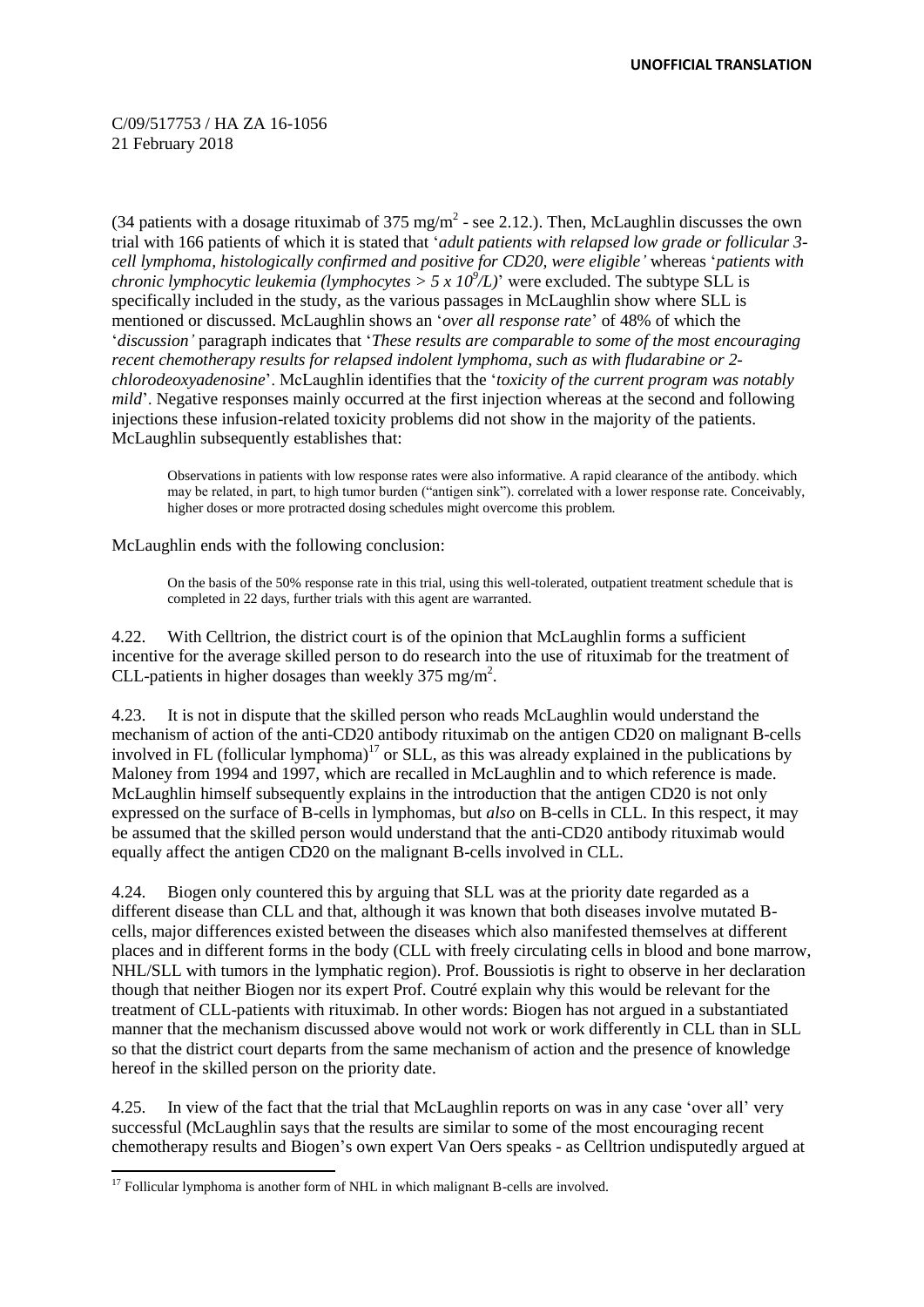(34 patients with a dosage rituximab of 375 mg/$m^2$ - see 2.12.). Then, McLaughlin discusses the own trial with 166 patients of which it is stated that '*adult patients with relapsed low grade or follicular 3-cell lymphoma, histologically confirmed and positive for CD20, were eligible'* whereas '*patients with chronic lymphocytic leukemia (lymphocytes > 5 x $10^9$/L)*' were excluded. The subtype SLL is specifically included in the study, as the various passages in McLaughlin show where SLL is mentioned or discussed. McLaughlin shows an '*over all response rate*' of 48% of which the '*discussion'* paragraph indicates that '*These results are comparable to some of the most encouraging recent chemotherapy results for relapsed indolent lymphoma, such as with fludarabine or 2-chlorodeoxyadenosine*'. McLaughlin identifies that the '*toxicity of the current program was notably mild*'. Negative responses mainly occurred at the first injection whereas at the second and following injections these infusion-related toxicity problems did not show in the majority of the patients. McLaughlin subsequently establishes that:

> Observations in patients with low response rates were also informative. A rapid clearance of the antibody. which may be related, in part, to high tumor burden ("antigen sink"). correlated with a lower response rate. Conceivably, higher doses or more protracted dosing schedules might overcome this problem.

McLaughlin ends with the following conclusion:

> On the basis of the 50% response rate in this trial, using this well-tolerated, outpatient treatment schedule that is completed in 22 days, further trials with this agent are warranted.

4.22. With Celltrion, the district court is of the opinion that McLaughlin forms a sufficient incentive for the average skilled person to do research into the use of rituximab for the treatment of CLL-patients in higher dosages than weekly 375 mg/$m^2$.

4.23. It is not in dispute that the skilled person who reads McLaughlin would understand the mechanism of action of the anti-CD20 antibody rituximab on the antigen CD20 on malignant B-cells involved in FL (follicular lymphoma)[17] or SLL, as this was already explained in the publications by Maloney from 1994 and 1997, which are recalled in McLaughlin and to which reference is made. McLaughlin himself subsequently explains in the introduction that the antigen CD20 is not only expressed on the surface of B-cells in lymphomas, but *also* on B-cells in CLL. In this respect, it may be assumed that the skilled person would understand that the anti-CD20 antibody rituximab would equally affect the antigen CD20 on the malignant B-cells involved in CLL.

4.24. Biogen only countered this by arguing that SLL was at the priority date regarded as a different disease than CLL and that, although it was known that both diseases involve mutated B-cells, major differences existed between the diseases which also manifested themselves at different places and in different forms in the body (CLL with freely circulating cells in blood and bone marrow, NHL/SLL with tumors in the lymphatic region). Prof. Boussiotis is right to observe in her declaration though that neither Biogen nor its expert Prof. Coutré explain why this would be relevant for the treatment of CLL-patients with rituximab. In other words: Biogen has not argued in a substantiated manner that the mechanism discussed above would not work or work differently in CLL than in SLL so that the district court departs from the same mechanism of action and the presence of knowledge hereof in the skilled person on the priority date.

4.25. In view of the fact that the trial that McLaughlin reports on was in any case 'over all' very successful (McLaughlin says that the results are similar to some of the most encouraging recent chemotherapy results and Biogen's own expert Van Oers speaks - as Celltrion undisputedly argued at

[17] Follicular lymphoma is another form of NHL in which malignant B-cells are involved.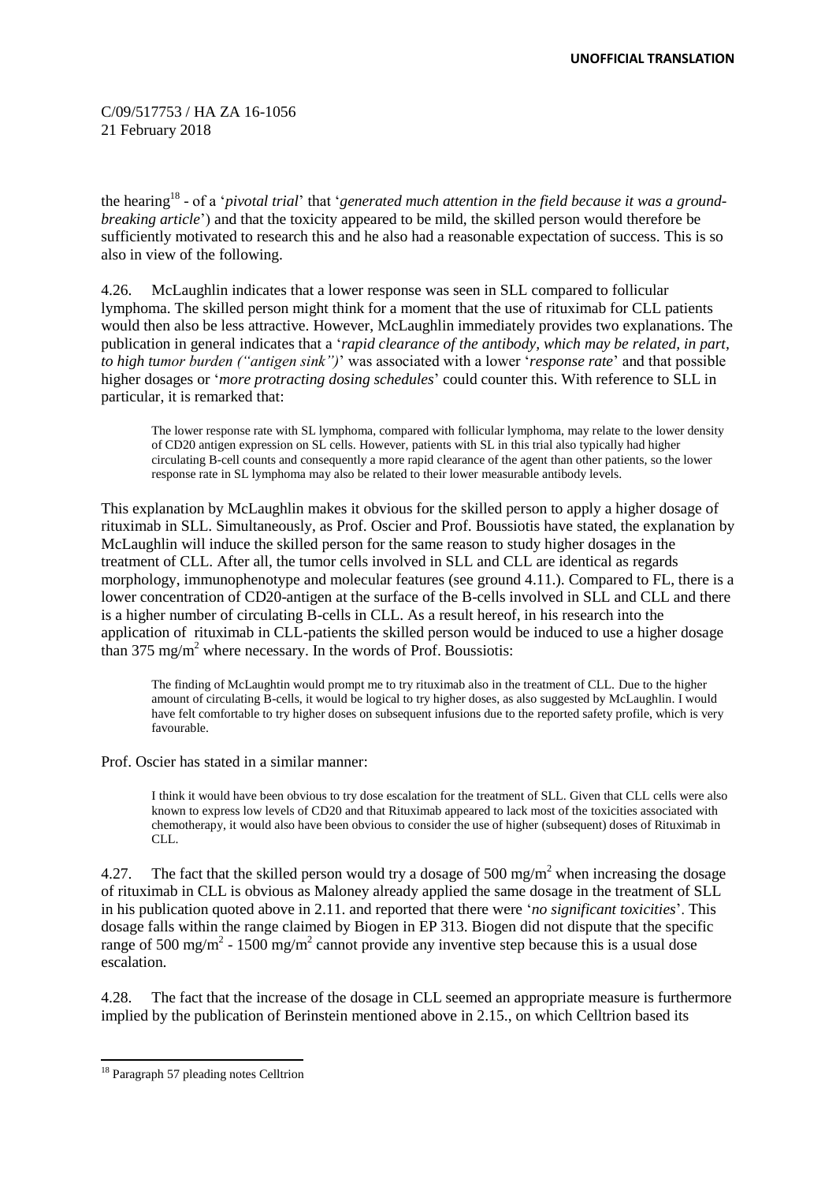the hearing[18] - of a '*pivotal trial*' that '*generated much attention in the field because it was a ground-breaking article*') and that the toxicity appeared to be mild, the skilled person would therefore be sufficiently motivated to research this and he also had a reasonable expectation of success. This is so also in view of the following.

4.26. McLaughlin indicates that a lower response was seen in SLL compared to follicular lymphoma. The skilled person might think for a moment that the use of rituximab for CLL patients would then also be less attractive. However, McLaughlin immediately provides two explanations. The publication in general indicates that a '*rapid clearance of the antibody, which may be related, in part, to high tumor burden ("antigen sink")*' was associated with a lower '*response rate*' and that possible higher dosages or '*more protracting dosing schedules*' could counter this. With reference to SLL in particular, it is remarked that:

> The lower response rate with SL lymphoma, compared with follicular lymphoma, may relate to the lower density of CD20 antigen expression on SL cells. However, patients with SL in this trial also typically had higher circulating B-cell counts and consequently a more rapid clearance of the agent than other patients, so the lower response rate in SL lymphoma may also be related to their lower measurable antibody levels.

This explanation by McLaughlin makes it obvious for the skilled person to apply a higher dosage of rituximab in SLL. Simultaneously, as Prof. Oscier and Prof. Boussiotis have stated, the explanation by McLaughlin will induce the skilled person for the same reason to study higher dosages in the treatment of CLL. After all, the tumor cells involved in SLL and CLL are identical as regards morphology, immunophenotype and molecular features (see ground 4.11.). Compared to FL, there is a lower concentration of CD20-antigen at the surface of the B-cells involved in SLL and CLL and there is a higher number of circulating B-cells in CLL. As a result hereof, in his research into the application of rituximab in CLL-patients the skilled person would be induced to use a higher dosage than 375 mg/m$^2$ where necessary. In the words of Prof. Boussiotis:

> The finding of McLaughtin would prompt me to try rituximab also in the treatment of CLL. Due to the higher amount of circulating B-cells, it would be logical to try higher doses, as also suggested by McLaughlin. I would have felt comfortable to try higher doses on subsequent infusions due to the reported safety profile, which is very favourable.

Prof. Oscier has stated in a similar manner:

> I think it would have been obvious to try dose escalation for the treatment of SLL. Given that CLL cells were also known to express low levels of CD20 and that Rituximab appeared to lack most of the toxicities associated with chemotherapy, it would also have been obvious to consider the use of higher (subsequent) doses of Rituximab in CLL.

4.27. The fact that the skilled person would try a dosage of 500 mg/m$^2$ when increasing the dosage of rituximab in CLL is obvious as Maloney already applied the same dosage in the treatment of SLL in his publication quoted above in 2.11. and reported that there were '*no significant toxicities*'. This dosage falls within the range claimed by Biogen in EP 313. Biogen did not dispute that the specific range of 500 mg/m$^2$ - 1500 mg/m$^2$ cannot provide any inventive step because this is a usual dose escalation.

4.28. The fact that the increase of the dosage in CLL seemed an appropriate measure is furthermore implied by the publication of Berinstein mentioned above in 2.15., on which Celltrion based its

[18] Paragraph 57 pleading notes Celltrion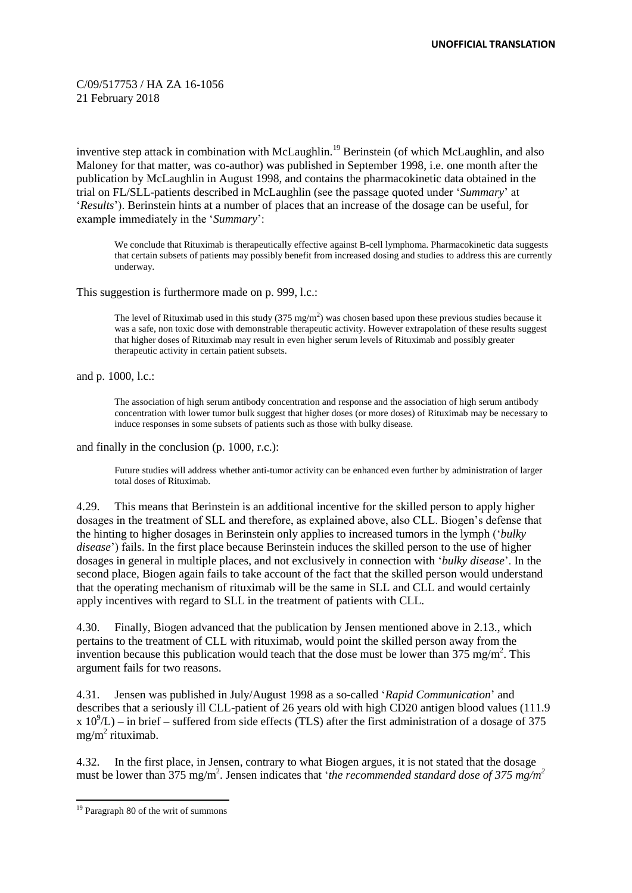inventive step attack in combination with McLaughlin.[19] Berinstein (of which McLaughlin, and also Maloney for that matter, was co-author) was published in September 1998, i.e. one month after the publication by McLaughlin in August 1998, and contains the pharmacokinetic data obtained in the trial on FL/SLL-patients described in McLaughlin (see the passage quoted under '*Summary*' at '*Results*'). Berinstein hints at a number of places that an increase of the dosage can be useful, for example immediately in the '*Summary*':

> We conclude that Rituximab is therapeutically effective against B-cell lymphoma. Pharmacokinetic data suggests that certain subsets of patients may possibly benefit from increased dosing and studies to address this are currently underway.

This suggestion is furthermore made on p. 999, l.c.:

> The level of Rituximab used in this study (375 mg/m$^2$) was chosen based upon these previous studies because it was a safe, non toxic dose with demonstrable therapeutic activity. However extrapolation of these results suggest that higher doses of Rituximab may result in even higher serum levels of Rituximab and possibly greater therapeutic activity in certain patient subsets.

and p. 1000, l.c.:

> The association of high serum antibody concentration and response and the association of high serum antibody concentration with lower tumor bulk suggest that higher doses (or more doses) of Rituximab may be necessary to induce responses in some subsets of patients such as those with bulky disease.

and finally in the conclusion (p. 1000, r.c.):

> Future studies will address whether anti-tumor activity can be enhanced even further by administration of larger total doses of Rituximab.

4.29. This means that Berinstein is an additional incentive for the skilled person to apply higher dosages in the treatment of SLL and therefore, as explained above, also CLL. Biogen's defense that the hinting to higher dosages in Berinstein only applies to increased tumors in the lymph ('*bulky disease*') fails. In the first place because Berinstein induces the skilled person to the use of higher dosages in general in multiple places, and not exclusively in connection with '*bulky disease*'. In the second place, Biogen again fails to take account of the fact that the skilled person would understand that the operating mechanism of rituximab will be the same in SLL and CLL and would certainly apply incentives with regard to SLL in the treatment of patients with CLL.

4.30. Finally, Biogen advanced that the publication by Jensen mentioned above in 2.13., which pertains to the treatment of CLL with rituximab, would point the skilled person away from the invention because this publication would teach that the dose must be lower than 375 mg/m$^2$. This argument fails for two reasons.

4.31. Jensen was published in July/August 1998 as a so-called '*Rapid Communication*' and describes that a seriously ill CLL-patient of 26 years old with high CD20 antigen blood values (111.9 x $10^9$/L) – in brief – suffered from side effects (TLS) after the first administration of a dosage of 375 mg/m$^2$ rituximab.

4.32. In the first place, in Jensen, contrary to what Biogen argues, it is not stated that the dosage must be lower than 375 mg/m$^2$. Jensen indicates that '*the recommended standard dose of 375 mg/m$^2$*

[19] Paragraph 80 of the writ of summons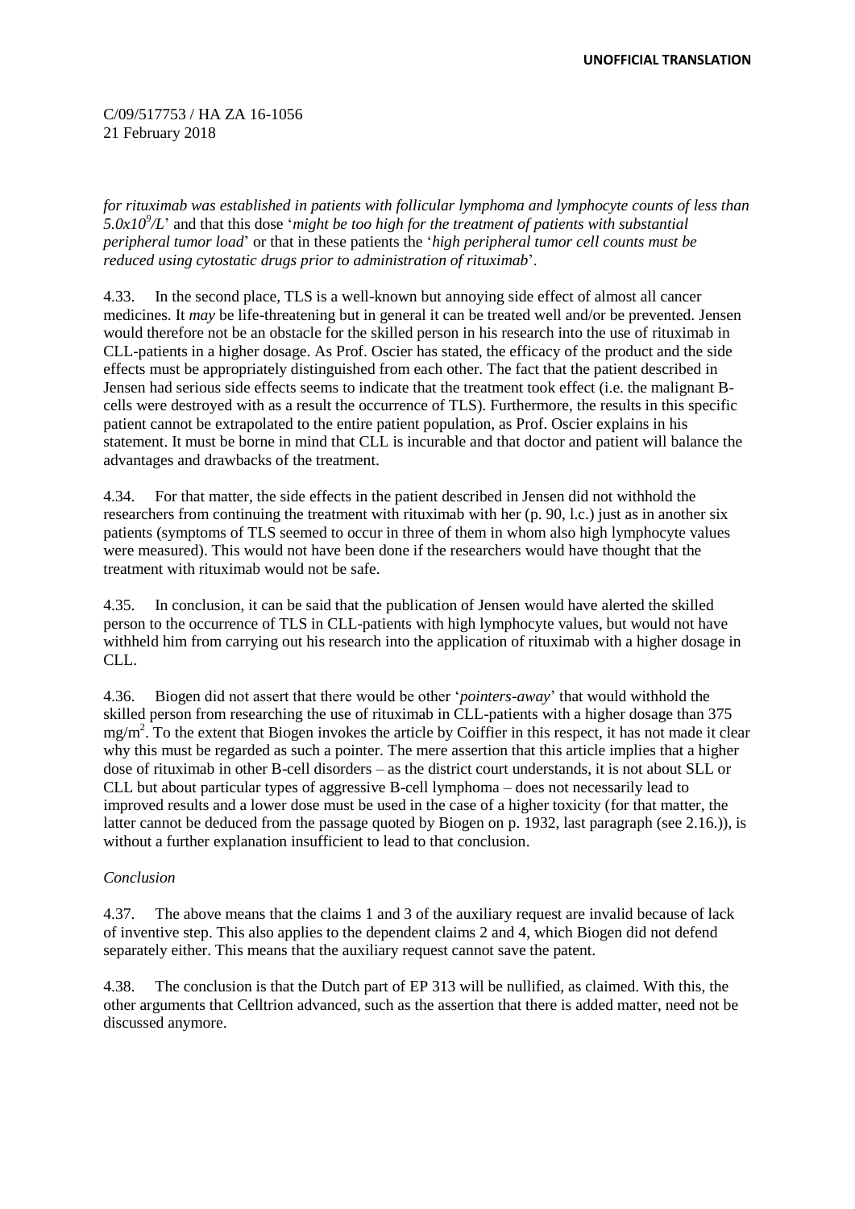C/09/517753 / HA ZA 16-1056
21 February 2018

*for rituximab was established in patients with follicular lymphoma and lymphocyte counts of less than $5.0x10^9/L$*' and that this dose '*might be too high for the treatment of patients with substantial peripheral tumor load*' or that in these patients the '*high peripheral tumor cell counts must be reduced using cytostatic drugs prior to administration of rituximab*'.

4.33. In the second place, TLS is a well-known but annoying side effect of almost all cancer medicines. It *may* be life-threatening but in general it can be treated well and/or be prevented. Jensen would therefore not be an obstacle for the skilled person in his research into the use of rituximab in CLL-patients in a higher dosage. As Prof. Oscier has stated, the efficacy of the product and the side effects must be appropriately distinguished from each other. The fact that the patient described in Jensen had serious side effects seems to indicate that the treatment took effect (i.e. the malignant B-cells were destroyed with as a result the occurrence of TLS). Furthermore, the results in this specific patient cannot be extrapolated to the entire patient population, as Prof. Oscier explains in his statement. It must be borne in mind that CLL is incurable and that doctor and patient will balance the advantages and drawbacks of the treatment.

4.34. For that matter, the side effects in the patient described in Jensen did not withhold the researchers from continuing the treatment with rituximab with her (p. 90, l.c.) just as in another six patients (symptoms of TLS seemed to occur in three of them in whom also high lymphocyte values were measured). This would not have been done if the researchers would have thought that the treatment with rituximab would not be safe.

4.35. In conclusion, it can be said that the publication of Jensen would have alerted the skilled person to the occurrence of TLS in CLL-patients with high lymphocyte values, but would not have withheld him from carrying out his research into the application of rituximab with a higher dosage in CLL.

4.36. Biogen did not assert that there would be other '*pointers-away*' that would withhold the skilled person from researching the use of rituximab in CLL-patients with a higher dosage than 375 $mg/m^2$. To the extent that Biogen invokes the article by Coiffier in this respect, it has not made it clear why this must be regarded as such a pointer. The mere assertion that this article implies that a higher dose of rituximab in other B-cell disorders – as the district court understands, it is not about SLL or CLL but about particular types of aggressive B-cell lymphoma – does not necessarily lead to improved results and a lower dose must be used in the case of a higher toxicity (for that matter, the latter cannot be deduced from the passage quoted by Biogen on p. 1932, last paragraph (see 2.16.)), is without a further explanation insufficient to lead to that conclusion.

*Conclusion*

4.37. The above means that the claims 1 and 3 of the auxiliary request are invalid because of lack of inventive step. This also applies to the dependent claims 2 and 4, which Biogen did not defend separately either. This means that the auxiliary request cannot save the patent.

4.38. The conclusion is that the Dutch part of EP 313 will be nullified, as claimed. With this, the other arguments that Celltrion advanced, such as the assertion that there is added matter, need not be discussed anymore.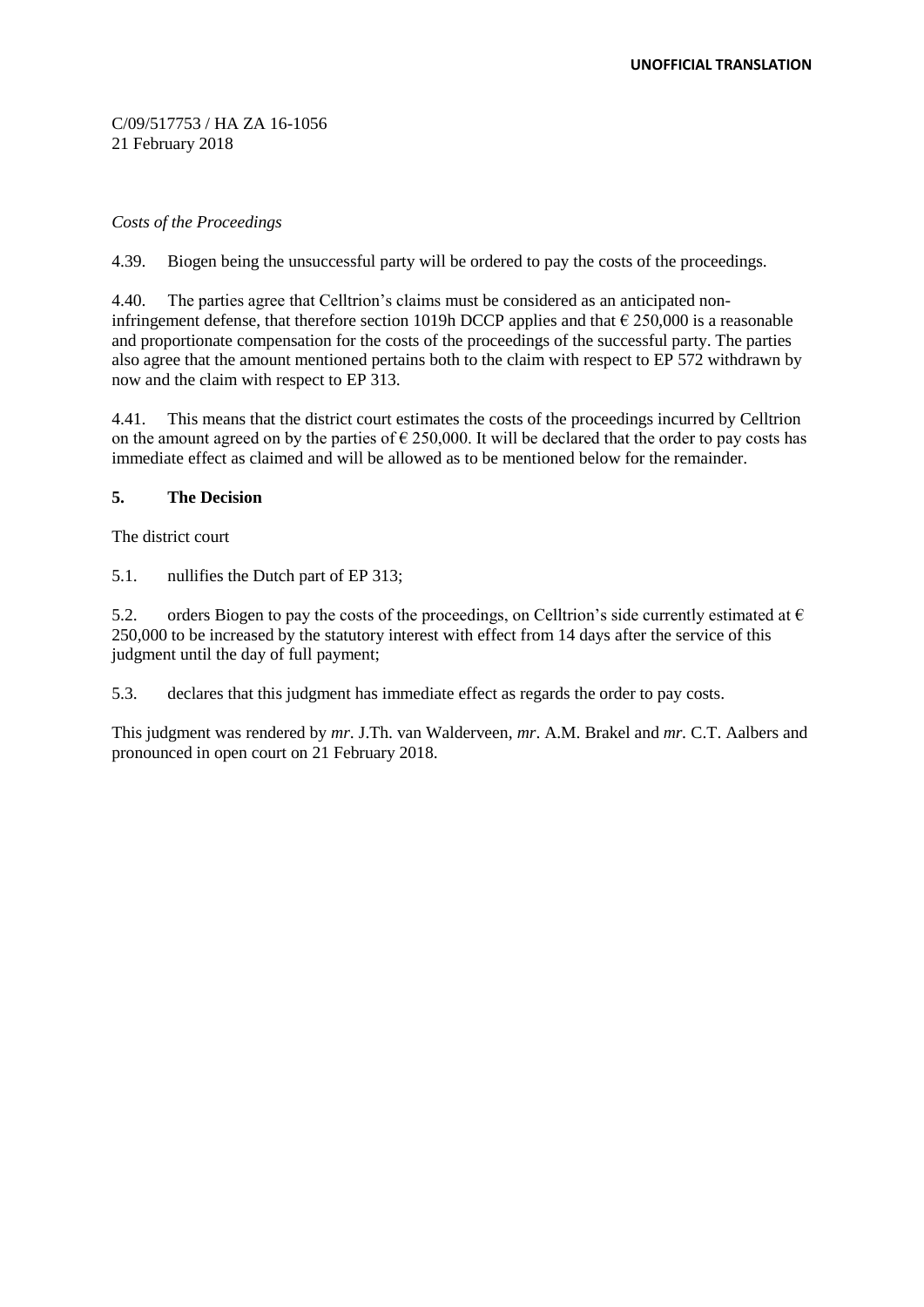*Costs of the Proceedings*

4.39. Biogen being the unsuccessful party will be ordered to pay the costs of the proceedings.

4.40. The parties agree that Celltrion's claims must be considered as an anticipated non-infringement defense, that therefore section 1019h DCCP applies and that € 250,000 is a reasonable and proportionate compensation for the costs of the proceedings of the successful party. The parties also agree that the amount mentioned pertains both to the claim with respect to EP 572 withdrawn by now and the claim with respect to EP 313.

4.41. This means that the district court estimates the costs of the proceedings incurred by Celltrion on the amount agreed on by the parties of € 250,000. It will be declared that the order to pay costs has immediate effect as claimed and will be allowed as to be mentioned below for the remainder.

## 5. The Decision

The district court

5.1. nullifies the Dutch part of EP 313;

5.2. orders Biogen to pay the costs of the proceedings, on Celltrion's side currently estimated at € 250,000 to be increased by the statutory interest with effect from 14 days after the service of this judgment until the day of full payment;

5.3. declares that this judgment has immediate effect as regards the order to pay costs.

This judgment was rendered by *mr*. J.Th. van Walderveen, *mr*. A.M. Brakel and *mr*. C.T. Aalbers and pronounced in open court on 21 February 2018.